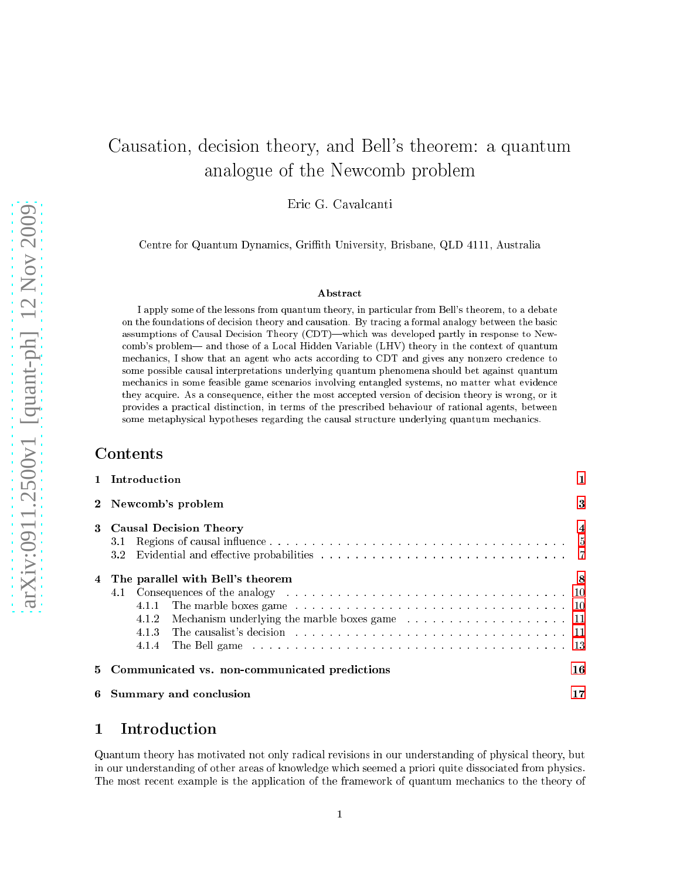# Causation, decision theory, and Bell's theorem: a quantum analogue of the Newcomb problem

Eric G. Cavalcanti

Centre for Quantum Dynamics, Griffith University, Brisbane, QLD 4111, Australia

**Abstract**

I apply some of the lessons from quantum theory, in particular from Bell's theorem, to a debate on the foundations of decision theory and causation. By tracing a formal analogy between the basic assumptions of Causal Decision Theory (CDT)—which was developed partly in response to Newcomb's problem— and those of a Local Hidden Variable (LHV) theory in the context of quantum mechanics, I show that an agent who acts according to CDT and gives any nonzero credence to some possible causal interpretations underlying quantum phenomena should bet against quantum mechanics in some feasible game scenarios involving entangled systems, no matter what evidence they acquire. As a consequence, either the most accepted version of decision theory is wrong, or it provides a practical distinction, in terms of the prescribed behaviour of rational agents, between some metaphysical hypotheses regarding the causal structure underlying quantum mechanics.

## Contents

- 1 Introduction — 1
- 2 Newcomb's problem — 3
- 3 Causal Decision Theory — 4
  - 3.1 Regions of causal influence — 5
  - 3.2 Evidential and effective probabilities — 7
- 4 The parallel with Bell's theorem — 8
  - 4.1 Consequences of the analogy — 10
    - 4.1.1 The marble boxes game — 10
    - 4.1.2 Mechanism underlying the marble boxes game — 11
    - 4.1.3 The causalist's decision — 11
    - 4.1.4 The Bell game — 13
- 5 Communicated vs. non-communicated predictions — 16
- 6 Summary and conclusion — 17

## 1 Introduction

Quantum theory has motivated not only radical revisions in our understanding of physical theory, but in our understanding of other areas of knowledge which seemed a priori quite dissociated from physics. The most recent example is the application of the framework of quantum mechanics to the theory of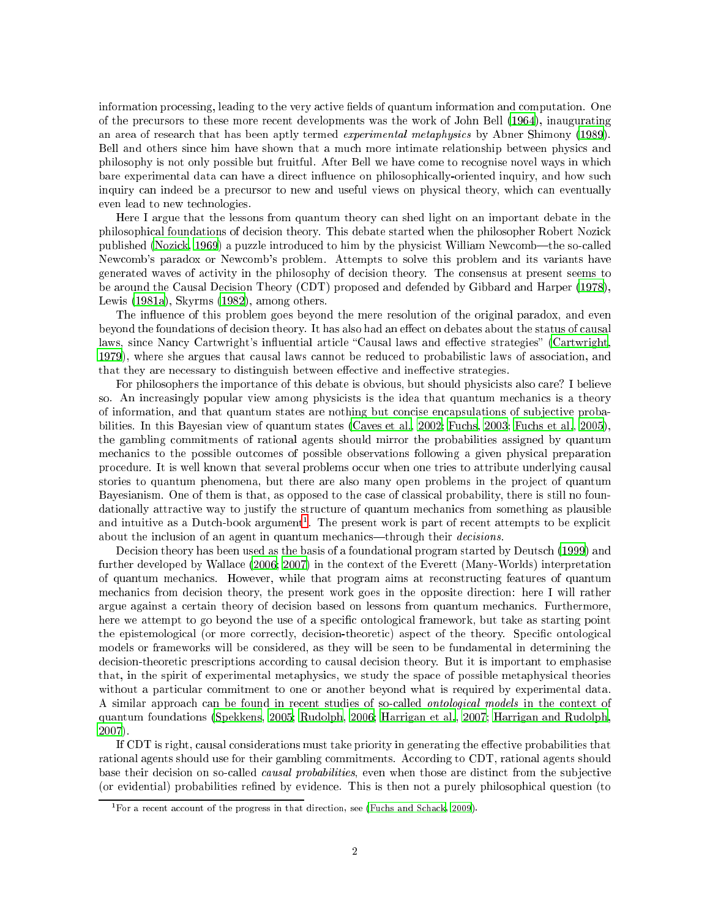information processing, leading to the very active fields of quantum information and computation. One of the precursors to these more recent developments was the work of John Bell (1964), inaugurating an area of research that has been aptly termed *experimental metaphysics* by Abner Shimony (1989). Bell and others since him have shown that a much more intimate relationship between physics and philosophy is not only possible but fruitful. After Bell we have come to recognise novel ways in which bare experimental data can have a direct influence on philosophically-oriented inquiry, and how such inquiry can indeed be a precursor to new and useful views on physical theory, which can eventually even lead to new technologies.

Here I argue that the lessons from quantum theory can shed light on an important debate in the philosophical foundations of decision theory. This debate started when the philosopher Robert Nozick published (Nozick, 1969) a puzzle introduced to him by the physicist William Newcomb—the so-called Newcomb's paradox or Newcomb's problem. Attempts to solve this problem and its variants have generated waves of activity in the philosophy of decision theory. The consensus at present seems to be around the Causal Decision Theory (CDT) proposed and defended by Gibbard and Harper (1978), Lewis (1981a), Skyrms (1982), among others.

The influence of this problem goes beyond the mere resolution of the original paradox, and even beyond the foundations of decision theory. It has also had an effect on debates about the status of causal laws, since Nancy Cartwright's influential article "Causal laws and effective strategies" (Cartwright, 1979), where she argues that causal laws cannot be reduced to probabilistic laws of association, and that they are necessary to distinguish between effective and ineffective strategies.

For philosophers the importance of this debate is obvious, but should physicists also care? I believe so. An increasingly popular view among physicists is the idea that quantum mechanics is a theory of information, and that quantum states are nothing but concise encapsulations of subjective probabilities. In this Bayesian view of quantum states (Caves et al., 2002; Fuchs, 2003; Fuchs et al., 2005), the gambling commitments of rational agents should mirror the probabilities assigned by quantum mechanics to the possible outcomes of possible observations following a given physical preparation procedure. It is well known that several problems occur when one tries to attribute underlying causal stories to quantum phenomena, but there are also many open problems in the project of quantum Bayesianism. One of them is that, as opposed to the case of classical probability, there is still no foundationally attractive way to justify the structure of quantum mechanics from something as plausible and intuitive as a Dutch-book argument[1]. The present work is part of recent attempts to be explicit about the inclusion of an agent in quantum mechanics—through their *decisions*.

Decision theory has been used as the basis of a foundational program started by Deutsch (1999) and further developed by Wallace (2006; 2007) in the context of the Everett (Many-Worlds) interpretation of quantum mechanics. However, while that program aims at reconstructing features of quantum mechanics from decision theory, the present work goes in the opposite direction: here I will rather argue against a certain theory of decision based on lessons from quantum mechanics. Furthermore, here we attempt to go beyond the use of a specific ontological framework, but take as starting point the epistemological (or more correctly, decision-theoretic) aspect of the theory. Specific ontological models or frameworks will be considered, as they will be seen to be fundamental in determining the decision-theoretic prescriptions according to causal decision theory. But it is important to emphasise that, in the spirit of experimental metaphysics, we study the space of possible metaphysical theories without a particular commitment to one or another beyond what is required by experimental data. A similar approach can be found in recent studies of so-called *ontological models* in the context of quantum foundations (Spekkens, 2005; Rudolph, 2006; Harrigan et al., 2007; Harrigan and Rudolph, 2007).

If CDT is right, causal considerations must take priority in generating the effective probabilities that rational agents should use for their gambling commitments. According to CDT, rational agents should base their decision on so-called *causal probabilities*, even when those are distinct from the subjective (or evidential) probabilities refined by evidence. This is then not a purely philosophical question (to

[1] For a recent account of the progress in that direction, see (Fuchs and Schack, 2009).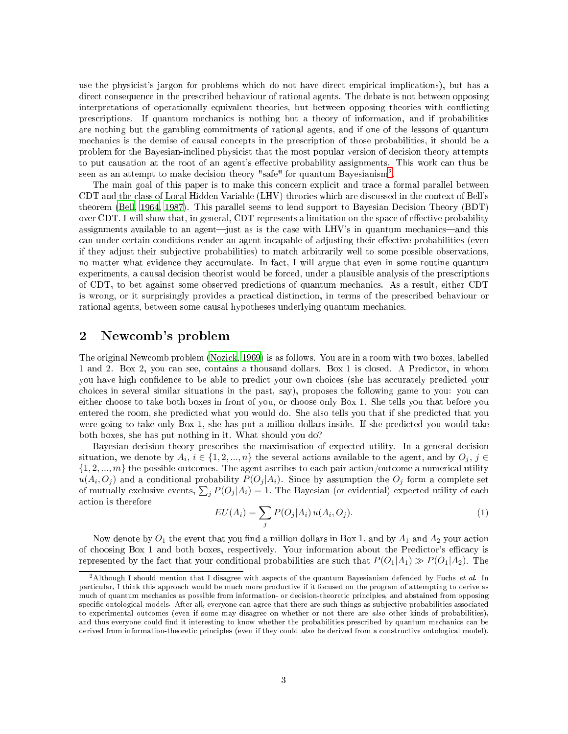use the physicist's jargon for problems which do not have direct empirical implications), but has a direct consequence in the prescribed behaviour of rational agents. The debate is not between opposing interpretations of operationally equivalent theories, but between opposing theories with conflicting prescriptions. If quantum mechanics is nothing but a theory of information, and if probabilities are nothing but the gambling commitments of rational agents, and if one of the lessons of quantum mechanics is the demise of causal concepts in the prescription of those probabilities, it should be a problem for the Bayesian-inclined physicist that the most popular version of decision theory attempts to put causation at the root of an agent's effective probability assignments. This work can thus be seen as an attempt to make decision theory "safe" for quantum Bayesianism[2].

The main goal of this paper is to make this concern explicit and trace a formal parallel between CDT and the class of Local Hidden Variable (LHV) theories which are discussed in the context of Bell's theorem (Bell, 1964, 1987). This parallel seems to lend support to Bayesian Decision Theory (BDT) over CDT. I will show that, in general, CDT represents a limitation on the space of effective probability assignments available to an agent—just as is the case with LHV's in quantum mechanics—and this can under certain conditions render an agent incapable of adjusting their effective probabilities (even if they adjust their subjective probabilities) to match arbitrarily well to some possible observations, no matter what evidence they accumulate. In fact, I will argue that even in some routine quantum experiments, a causal decision theorist would be forced, under a plausible analysis of the prescriptions of CDT, to bet against some observed predictions of quantum mechanics. As a result, either CDT is wrong, or it surprisingly provides a practical distinction, in terms of the prescribed behaviour or rational agents, between some causal hypotheses underlying quantum mechanics.

## 2 Newcomb's problem

The original Newcomb problem (Nozick, 1969) is as follows. You are in a room with two boxes, labelled 1 and 2. Box 2, you can see, contains a thousand dollars. Box 1 is closed. A Predictor, in whom you have high confidence to be able to predict your own choices (she has accurately predicted your choices in several similar situations in the past, say), proposes the following game to you: you can either choose to take both boxes in front of you, or choose only Box 1. She tells you that before you entered the room, she predicted what you would do. She also tells you that if she predicted that you were going to take only Box 1, she has put a million dollars inside. If she predicted you would take both boxes, she has put nothing in it. What should you do?

Bayesian decision theory prescribes the maximisation of expected utility. In a general decision situation, we denote by $A_i$, $i \in \{1, 2, ..., n\}$ the several actions available to the agent, and by $O_j$, $j \in \{1, 2, ..., m\}$ the possible outcomes. The agent ascribes to each pair action/outcome a numerical utility $u(A_i, O_j)$ and a conditional probability $P(O_j|A_i)$. Since by assumption the $O_j$ form a complete set of mutually exclusive events, $\sum_j P(O_j|A_i) = 1$. The Bayesian (or evidential) expected utility of each action is therefore

$$EU(A_i) = \sum_j P(O_j|A_i)\, u(A_i, O_j). \tag{1}$$

Now denote by $O_1$ the event that you find a million dollars in Box 1, and by $A_1$ and $A_2$ your action of choosing Box 1 and both boxes, respectively. Your information about the Predictor's efficacy is represented by the fact that your conditional probabilities are such that $P(O_1|A_1) \gg P(O_1|A_2)$. The

[2] Although I should mention that I disagree with aspects of the quantum Bayesianism defended by Fuchs *et al.* In particular, I think this approach would be much more productive if it focused on the program of attempting to derive as much of quantum mechanics as possible from information- or decision-theoretic principles, and abstained from opposing specific ontological models. After all, everyone can agree that there are such things as subjective probabilities associated to experimental outcomes (even if some may disagree on whether or not there are *also* other kinds of probabilities), and thus everyone could find it interesting to know whether the probabilities prescribed by quantum mechanics can be derived from information-theoretic principles (even if they could *also* be derived from a constructive ontological model).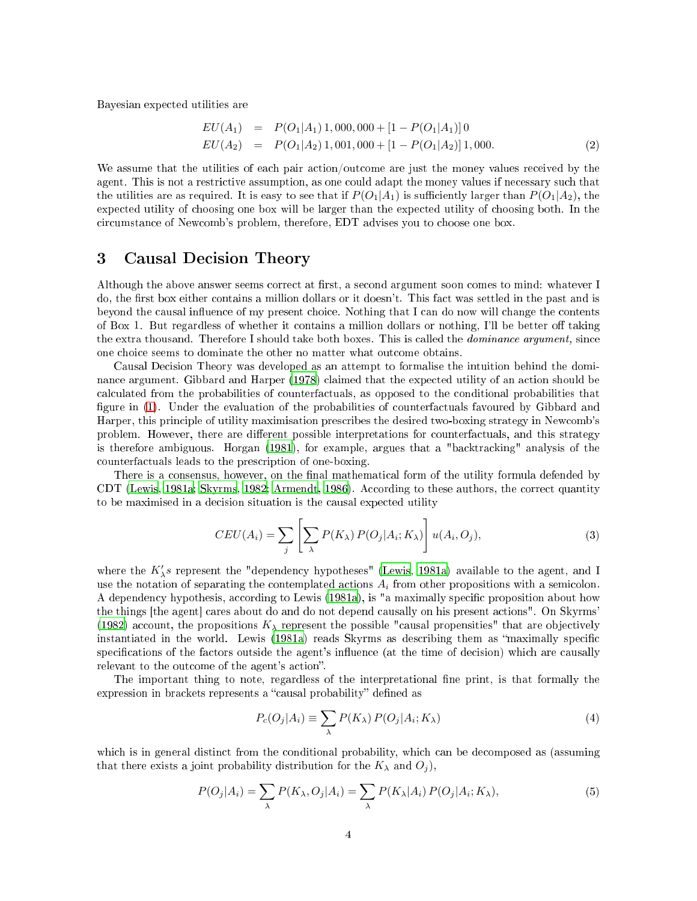Bayesian expected utilities are

$$
\begin{aligned}
EU(A_1) &= P(O_1|A_1)\,1,000,000 + [1 - P(O_1|A_1)]\,0 \\
EU(A_2) &= P(O_1|A_2)\,1,001,000 + [1 - P(O_1|A_2)]\,1,000.
\end{aligned}
\tag{2}
$$

We assume that the utilities of each pair action/outcome are just the money values received by the agent. This is not a restrictive assumption, as one could adapt the money values if necessary such that the utilities are as required. It is easy to see that if $P(O_1|A_1)$ is sufficiently larger than $P(O_1|A_2)$, the expected utility of choosing one box will be larger than the expected utility of choosing both. In the circumstance of Newcomb's problem, therefore, EDT advises you to choose one box.

## 3 Causal Decision Theory

Although the above answer seems correct at first, a second argument soon comes to mind: whatever I do, the first box either contains a million dollars or it doesn't. This fact was settled in the past and is beyond the causal influence of my present choice. Nothing that I can do now will change the contents of Box 1. But regardless of whether it contains a million dollars or nothing, I'll be better off taking the extra thousand. Therefore I should take both boxes. This is called the *dominance argument,* since one choice seems to dominate the other no matter what outcome obtains.

Causal Decision Theory was developed as an attempt to formalise the intuition behind the dominance argument. Gibbard and Harper (1978) claimed that the expected utility of an action should be calculated from the probabilities of counterfactuals, as opposed to the conditional probabilities that figure in (1). Under the evaluation of the probabilities of counterfactuals favoured by Gibbard and Harper, this principle of utility maximisation prescribes the desired two-boxing strategy in Newcomb's problem. However, there are different possible interpretations for counterfactuals, and this strategy is therefore ambiguous. Horgan (1981), for example, argues that a "backtracking" analysis of the counterfactuals leads to the prescription of one-boxing.

There is a consensus, however, on the final mathematical form of the utility formula defended by CDT (Lewis, 1981a; Skyrms, 1982; Armendt, 1986). According to these authors, the correct quantity to be maximised in a decision situation is the causal expected utility

$$
CEU(A_i) = \sum_j \left[ \sum_\lambda P(K_\lambda)\, P(O_j|A_i; K_\lambda) \right] u(A_i, O_j),
\tag{3}
$$

where the $K'_\lambda s$ represent the "dependency hypotheses" (Lewis, 1981a) available to the agent, and I use the notation of separating the contemplated actions $A_i$ from other propositions with a semicolon. A dependency hypothesis, according to Lewis (1981a), is "a maximally specific proposition about how the things [the agent] cares about do and do not depend causally on his present actions". On Skyrms' (1982) account, the propositions $K_\lambda$ represent the possible "causal propensities" that are objectively instantiated in the world. Lewis (1981a) reads Skyrms as describing them as "maximally specific specifications of the factors outside the agent's influence (at the time of decision) which are causally relevant to the outcome of the agent's action".

The important thing to note, regardless of the interpretational fine print, is that formally the expression in brackets represents a "causal probability" defined as

$$
P_c(O_j|A_i) \equiv \sum_\lambda P(K_\lambda)\, P(O_j|A_i; K_\lambda)
\tag{4}
$$

which is in general distinct from the conditional probability, which can be decomposed as (assuming that there exists a joint probability distribution for the $K_\lambda$ and $O_j$),

$$
P(O_j|A_i) = \sum_\lambda P(K_\lambda, O_j|A_i) = \sum_\lambda P(K_\lambda|A_i)\, P(O_j|A_i; K_\lambda),
\tag{5}
$$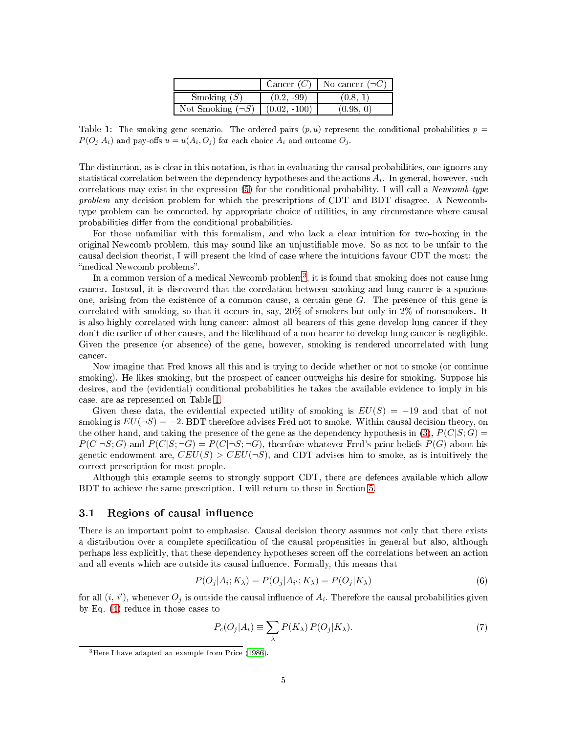|  | Cancer ($C$) | No cancer ($\neg C$) |
|---|---|---|
| Smoking ($S$) | (0.2, -99) | (0.8, 1) |
| Not Smoking ($\neg S$) | (0.02, -100) | (0.98, 0) |

Table 1: The smoking gene scenario. The ordered pairs $(p, u)$ represent the conditional probabilities $p = P(O_j|A_i)$ and pay-offs $u = u(A_i, O_j)$ for each choice $A_i$ and outcome $O_j$.

The distinction, as is clear in this notation, is that in evaluating the causal probabilities, one ignores any statistical correlation between the dependency hypotheses and the actions $A_i$. In general, however, such correlations may exist in the expression (5) for the conditional probability. I will call a *Newcomb-type problem* any decision problem for which the prescriptions of CDT and BDT disagree. A Newcomb-type problem can be concocted, by appropriate choice of utilities, in any circumstance where causal probabilities differ from the conditional probabilities.

For those unfamiliar with this formalism, and who lack a clear intuition for two-boxing in the original Newcomb problem, this may sound like an unjustifiable move. So as not to be unfair to the causal decision theorist, I will present the kind of case where the intuitions favour CDT the most: the "medical Newcomb problems".

In a common version of a medical Newcomb problem[3], it is found that smoking does not cause lung cancer. Instead, it is discovered that the correlation between smoking and lung cancer is a spurious one, arising from the existence of a common cause, a certain gene $G$. The presence of this gene is correlated with smoking, so that it occurs in, say, 20% of smokers but only in 2% of nonsmokers. It is also highly correlated with lung cancer: almost all bearers of this gene develop lung cancer if they don't die earlier of other causes, and the likelihood of a non-bearer to develop lung cancer is negligible. Given the presence (or absence) of the gene, however, smoking is rendered uncorrelated with lung cancer.

Now imagine that Fred knows all this and is trying to decide whether or not to smoke (or continue smoking). He likes smoking, but the prospect of cancer outweighs his desire for smoking. Suppose his desires, and the (evidential) conditional probabilities he takes the available evidence to imply in his case, are as represented on Table 1.

Given these data, the evidential expected utility of smoking is $EU(S) = -19$ and that of not smoking is $EU(\neg S) = -2$. BDT therefore advises Fred not to smoke. Within causal decision theory, on the other hand, and taking the presence of the gene as the dependency hypothesis in (3), $P(C|S;G) = P(C|\neg S;G)$ and $P(C|S;\neg G) = P(C|\neg S;\neg G)$, therefore whatever Fred's prior beliefs $P(G)$ about his genetic endowment are, $CEU(S) > CEU(\neg S)$, and CDT advises him to smoke, as is intuitively the correct prescription for most people.

Although this example seems to strongly support CDT, there are defences available which allow BDT to achieve the same prescription. I will return to these in Section 5.

### 3.1 Regions of causal influence

There is an important point to emphasise. Causal decision theory assumes not only that there exists a distribution over a complete specification of the causal propensities in general but also, although perhaps less explicitly, that these dependency hypotheses screen off the correlations between an action and all events which are outside its causal influence. Formally, this means that

$$P(O_j|A_i;K_\lambda) = P(O_j|A_{i'};K_\lambda) = P(O_j|K_\lambda) \tag{6}$$

for all $(i, i')$, whenever $O_j$ is outside the causal influence of $A_i$. Therefore the causal probabilities given by Eq. (4) reduce in those cases to

$$P_c(O_j|A_i) \equiv \sum_\lambda P(K_\lambda)\, P(O_j|K_\lambda). \tag{7}$$

[3] Here I have adapted an example from Price (1986).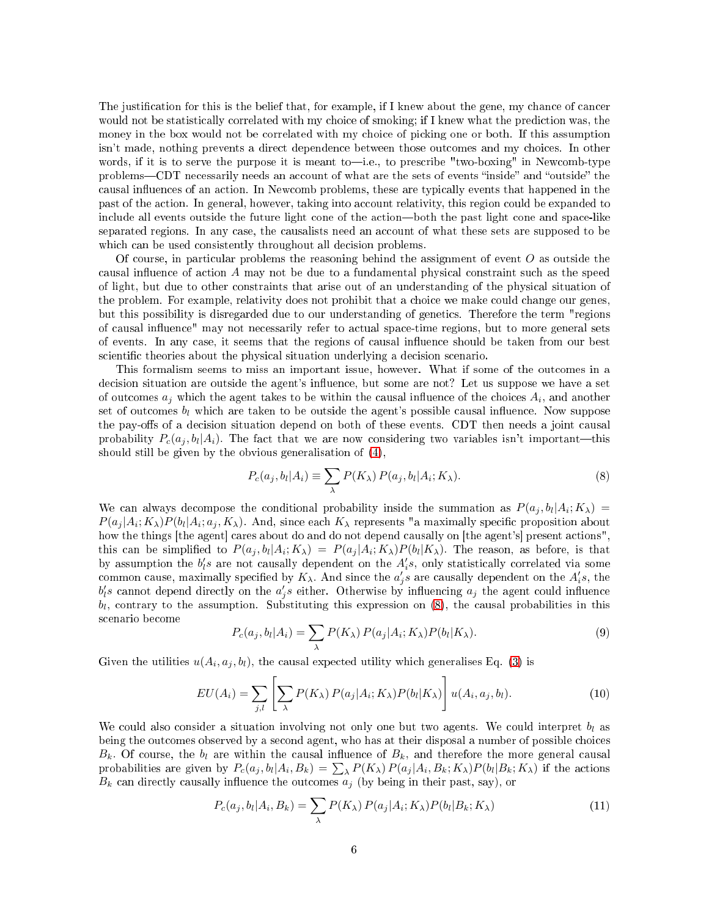The justification for this is the belief that, for example, if I knew about the gene, my chance of cancer would not be statistically correlated with my choice of smoking; if I knew what the prediction was, the money in the box would not be correlated with my choice of picking one or both. If this assumption isn't made, nothing prevents a direct dependence between those outcomes and my choices. In other words, if it is to serve the purpose it is meant to—i.e., to prescribe "two-boxing" in Newcomb-type problems—CDT necessarily needs an account of what are the sets of events "inside" and "outside" the causal influences of an action. In Newcomb problems, these are typically events that happened in the past of the action. In general, however, taking into account relativity, this region could be expanded to include all events outside the future light cone of the action—both the past light cone and space-like separated regions. In any case, the causalists need an account of what these sets are supposed to be which can be used consistently throughout all decision problems.

Of course, in particular problems the reasoning behind the assignment of event $O$ as outside the causal influence of action $A$ may not be due to a fundamental physical constraint such as the speed of light, but due to other constraints that arise out of an understanding of the physical situation of the problem. For example, relativity does not prohibit that a choice we make could change our genes, but this possibility is disregarded due to our understanding of genetics. Therefore the term "regions of causal influence" may not necessarily refer to actual space-time regions, but to more general sets of events. In any case, it seems that the regions of causal influence should be taken from our best scientific theories about the physical situation underlying a decision scenario.

This formalism seems to miss an important issue, however. What if some of the outcomes in a decision situation are outside the agent's influence, but some are not? Let us suppose we have a set of outcomes $a_j$ which the agent takes to be within the causal influence of the choices $A_i$, and another set of outcomes $b_l$ which are taken to be outside the agent's possible causal influence. Now suppose the pay-offs of a decision situation depend on both of these events. CDT then needs a joint causal probability $P_c(a_j, b_l|A_i)$. The fact that we are now considering two variables isn't important—this should still be given by the obvious generalisation of (4),

$$P_c(a_j, b_l|A_i) \equiv \sum_{\lambda} P(K_\lambda)\, P(a_j, b_l|A_i; K_\lambda). \tag{8}$$

We can always decompose the conditional probability inside the summation as $P(a_j, b_l|A_i; K_\lambda) = P(a_j|A_i; K_\lambda)P(b_l|A_i; a_j, K_\lambda)$. And, since each $K_\lambda$ represents "a maximally specific proposition about how the things [the agent] cares about do and do not depend causally on [the agent's] present actions", this can be simplified to $P(a_j, b_l|A_i; K_\lambda) = P(a_j|A_i; K_\lambda)P(b_l|K_\lambda)$. The reason, as before, is that by assumption the $b_l'$s are not causally dependent on the $A_i'$s, only statistically correlated via some common cause, maximally specified by $K_\lambda$. And since the $a_j'$s are causally dependent on the $A_i'$s, the $b_l'$s cannot depend directly on the $a_j'$s either. Otherwise by influencing $a_j$ the agent could influence $b_l$, contrary to the assumption. Substituting this expression on (8), the causal probabilities in this scenario become

$$P_c(a_j, b_l|A_i) = \sum_{\lambda} P(K_\lambda)\, P(a_j|A_i; K_\lambda)P(b_l|K_\lambda). \tag{9}$$

Given the utilities $u(A_i, a_j, b_l)$, the causal expected utility which generalises Eq. (3) is

$$EU(A_i) = \sum_{j,l} \left[ \sum_{\lambda} P(K_\lambda)\, P(a_j|A_i; K_\lambda)P(b_l|K_\lambda) \right] u(A_i, a_j, b_l). \tag{10}$$

We could also consider a situation involving not only one but two agents. We could interpret $b_l$ as being the outcomes observed by a second agent, who has at their disposal a number of possible choices $B_k$. Of course, the $b_l$ are within the causal influence of $B_k$, and therefore the more general causal probabilities are given by $P_c(a_j, b_l|A_i, B_k) = \sum_\lambda P(K_\lambda)\, P(a_j|A_i, B_k; K_\lambda)P(b_l|B_k; K_\lambda)$ if the actions $B_k$ can directly causally influence the outcomes $a_j$ (by being in their past, say), or

$$P_c(a_j, b_l|A_i, B_k) = \sum_{\lambda} P(K_\lambda)\, P(a_j|A_i; K_\lambda)P(b_l|B_k; K_\lambda) \tag{11}$$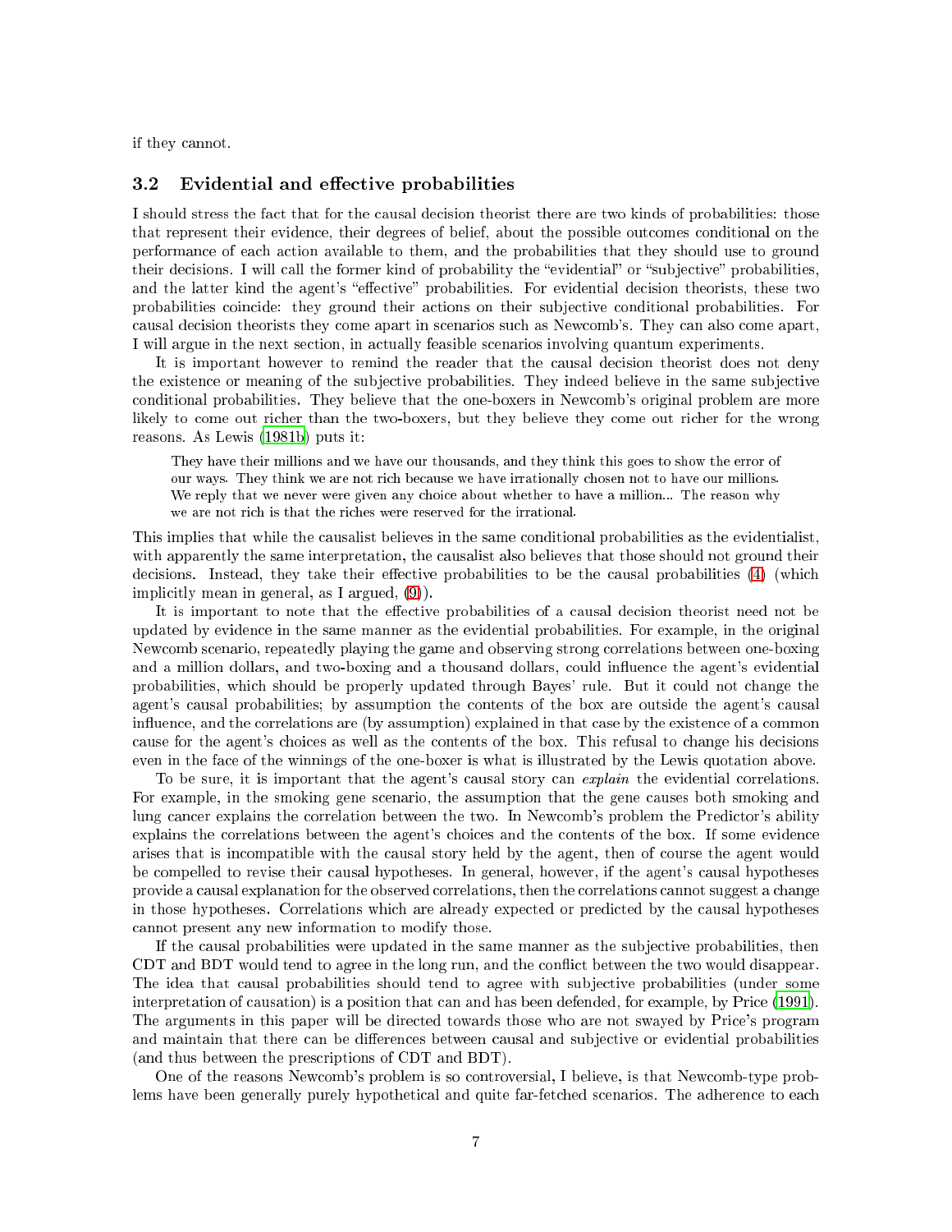if they cannot.

### 3.2 Evidential and effective probabilities

I should stress the fact that for the causal decision theorist there are two kinds of probabilities: those that represent their evidence, their degrees of belief, about the possible outcomes conditional on the performance of each action available to them, and the probabilities that they should use to ground their decisions. I will call the former kind of probability the "evidential" or "subjective" probabilities, and the latter kind the agent's "effective" probabilities. For evidential decision theorists, these two probabilities coincide: they ground their actions on their subjective conditional probabilities. For causal decision theorists they come apart in scenarios such as Newcomb's. They can also come apart, I will argue in the next section, in actually feasible scenarios involving quantum experiments.

It is important however to remind the reader that the causal decision theorist does not deny the existence or meaning of the subjective probabilities. They indeed believe in the same subjective conditional probabilities. They believe that the one-boxers in Newcomb's original problem are more likely to come out richer than the two-boxers, but they believe they come out richer for the wrong reasons. As Lewis (1981b) puts it:

> They have their millions and we have our thousands, and they think this goes to show the error of our ways. They think we are not rich because we have irrationally chosen not to have our millions. We reply that we never were given any choice about whether to have a million... The reason why we are not rich is that the riches were reserved for the irrational.

This implies that while the causalist believes in the same conditional probabilities as the evidentialist, with apparently the same interpretation, the causalist also believes that those should not ground their decisions. Instead, they take their effective probabilities to be the causal probabilities (4) (which implicitly mean in general, as I argued, (9)).

It is important to note that the effective probabilities of a causal decision theorist need not be updated by evidence in the same manner as the evidential probabilities. For example, in the original Newcomb scenario, repeatedly playing the game and observing strong correlations between one-boxing and a million dollars, and two-boxing and a thousand dollars, could influence the agent's evidential probabilities, which should be properly updated through Bayes' rule. But it could not change the agent's causal probabilities; by assumption the contents of the box are outside the agent's causal influence, and the correlations are (by assumption) explained in that case by the existence of a common cause for the agent's choices as well as the contents of the box. This refusal to change his decisions even in the face of the winnings of the one-boxer is what is illustrated by the Lewis quotation above.

To be sure, it is important that the agent's causal story can *explain* the evidential correlations. For example, in the smoking gene scenario, the assumption that the gene causes both smoking and lung cancer explains the correlation between the two. In Newcomb's problem the Predictor's ability explains the correlations between the agent's choices and the contents of the box. If some evidence arises that is incompatible with the causal story held by the agent, then of course the agent would be compelled to revise their causal hypotheses. In general, however, if the agent's causal hypotheses provide a causal explanation for the observed correlations, then the correlations cannot suggest a change in those hypotheses. Correlations which are already expected or predicted by the causal hypotheses cannot present any new information to modify those.

If the causal probabilities were updated in the same manner as the subjective probabilities, then CDT and BDT would tend to agree in the long run, and the conflict between the two would disappear. The idea that causal probabilities should tend to agree with subjective probabilities (under some interpretation of causation) is a position that can and has been defended, for example, by Price (1991). The arguments in this paper will be directed towards those who are not swayed by Price's program and maintain that there can be differences between causal and subjective or evidential probabilities (and thus between the prescriptions of CDT and BDT).

One of the reasons Newcomb's problem is so controversial, I believe, is that Newcomb-type problems have been generally purely hypothetical and quite far-fetched scenarios. The adherence to each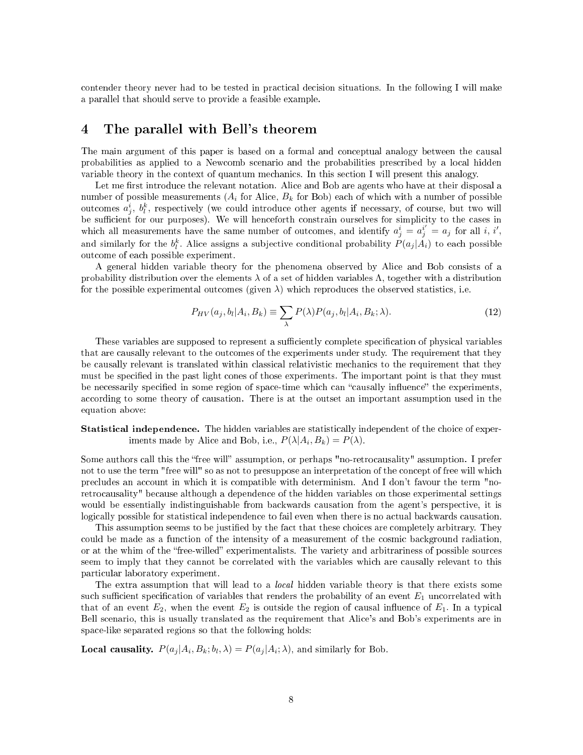contender theory never had to be tested in practical decision situations. In the following I will make a parallel that should serve to provide a feasible example.

## 4 The parallel with Bell's theorem

The main argument of this paper is based on a formal and conceptual analogy between the causal probabilities as applied to a Newcomb scenario and the probabilities prescribed by a local hidden variable theory in the context of quantum mechanics. In this section I will present this analogy.

Let me first introduce the relevant notation. Alice and Bob are agents who have at their disposal a number of possible measurements ($A_i$ for Alice, $B_k$ for Bob) each of which with a number of possible outcomes $a^i_j$, $b^k_l$, respectively (we could introduce other agents if necessary, of course, but two will be sufficient for our purposes). We will henceforth constrain ourselves for simplicity to the cases in which all measurements have the same number of outcomes, and identify $a^i_j = a^{i'}_j = a_j$ for all $i$, $i'$, and similarly for the $b^k_l$. Alice assigns a subjective conditional probability $P(a_j|A_i)$ to each possible outcome of each possible experiment.

A general hidden variable theory for the phenomena observed by Alice and Bob consists of a probability distribution over the elements $\lambda$ of a set of hidden variables $\Lambda$, together with a distribution for the possible experimental outcomes (given $\lambda$) which reproduces the observed statistics, i.e.

$$P_{HV}(a_j, b_l|A_i, B_k) \equiv \sum_{\lambda} P(\lambda)P(a_j, b_l|A_i, B_k; \lambda). \tag{12}$$

These variables are supposed to represent a sufficiently complete specification of physical variables that are causally relevant to the outcomes of the experiments under study. The requirement that they be causally relevant is translated within classical relativistic mechanics to the requirement that they must be specified in the past light cones of those experiments. The important point is that they must be necessarily specified in some region of space-time which can "causally influence" the experiments, according to some theory of causation. There is at the outset an important assumption used in the equation above:

**Statistical independence.** The hidden variables are statistically independent of the choice of experiments made by Alice and Bob, i.e., $P(\lambda|A_i, B_k) = P(\lambda)$.

Some authors call this the "free will" assumption, or perhaps "no-retrocausality" assumption. I prefer not to use the term "free will" so as not to presuppose an interpretation of the concept of free will which precludes an account in which it is compatible with determinism. And I don't favour the term "no-retrocausality" because although a dependence of the hidden variables on those experimental settings would be essentially indistinguishable from backwards causation from the agent's perspective, it is logically possible for statistical independence to fail even when there is no actual backwards causation.

This assumption seems to be justified by the fact that these choices are completely arbitrary. They could be made as a function of the intensity of a measurement of the cosmic background radiation, or at the whim of the "free-willed" experimentalists. The variety and arbitrariness of possible sources seem to imply that they cannot be correlated with the variables which are causally relevant to this particular laboratory experiment.

The extra assumption that will lead to a *local* hidden variable theory is that there exists some such sufficient specification of variables that renders the probability of an event $E_1$ uncorrelated with that of an event $E_2$, when the event $E_2$ is outside the region of causal influence of $E_1$. In a typical Bell scenario, this is usually translated as the requirement that Alice's and Bob's experiments are in space-like separated regions so that the following holds:

**Local causality.** $P(a_j|A_i, B_k; b_l, \lambda) = P(a_j|A_i; \lambda)$, and similarly for Bob.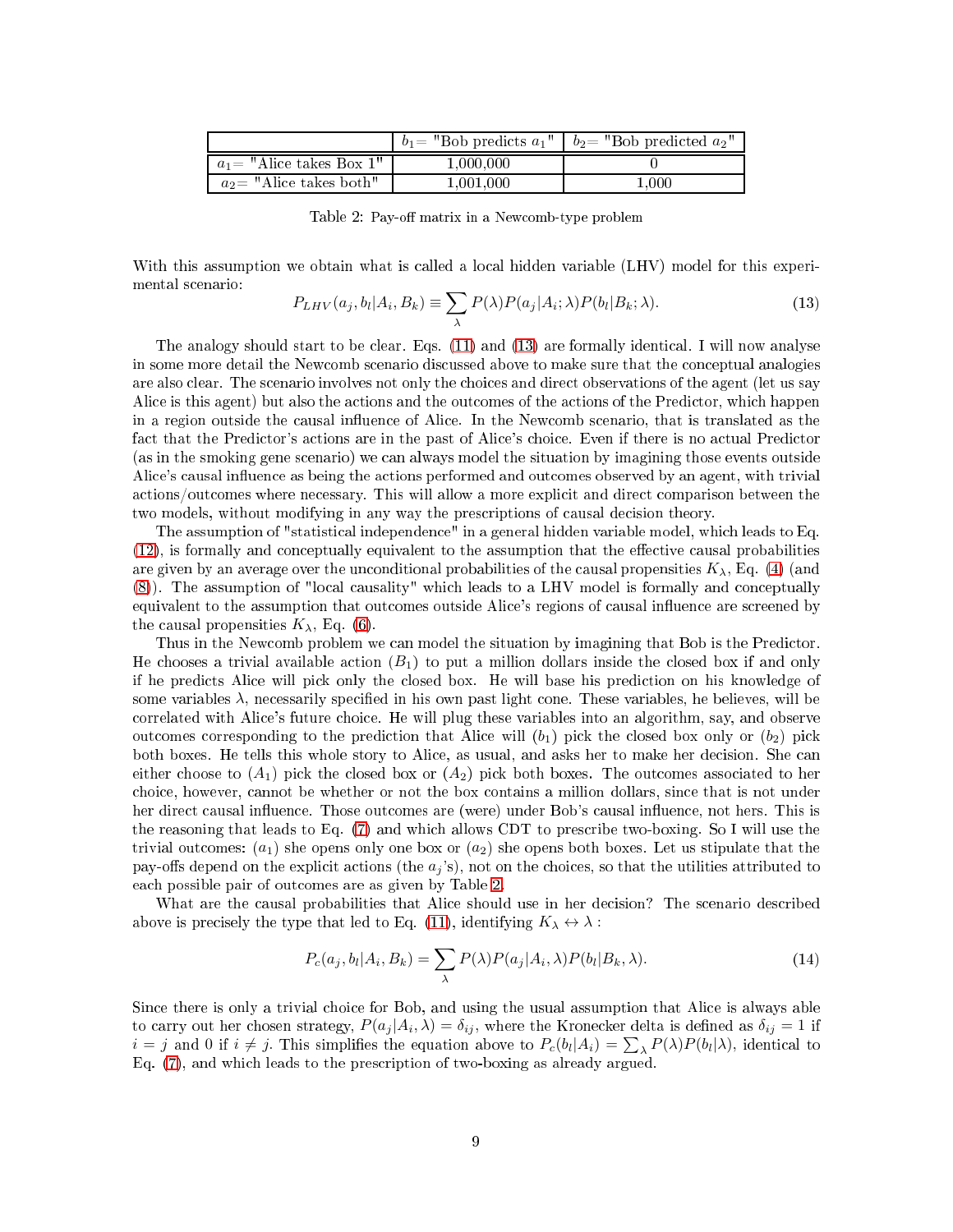| | $b_1$= "Bob predicts $a_1$" | $b_2$= "Bob predicted $a_2$" |
|---|---|---|
| $a_1$= "Alice takes Box 1" | 1,000,000 | 0 |
| $a_2$= "Alice takes both" | 1,001,000 | 1,000 |

Table 2: Pay-off matrix in a Newcomb-type problem

With this assumption we obtain what is called a local hidden variable (LHV) model for this experimental scenario:

$$P_{LHV}(a_j, b_l|A_i, B_k) \equiv \sum_{\lambda} P(\lambda)P(a_j|A_i; \lambda)P(b_l|B_k; \lambda). \tag{13}$$

The analogy should start to be clear. Eqs. (11) and (13) are formally identical. I will now analyse in some more detail the Newcomb scenario discussed above to make sure that the conceptual analogies are also clear. The scenario involves not only the choices and direct observations of the agent (let us say Alice is this agent) but also the actions and the outcomes of the actions of the Predictor, which happen in a region outside the causal influence of Alice. In the Newcomb scenario, that is translated as the fact that the Predictor's actions are in the past of Alice's choice. Even if there is no actual Predictor (as in the smoking gene scenario) we can always model the situation by imagining those events outside Alice's causal influence as being the actions performed and outcomes observed by an agent, with trivial actions/outcomes where necessary. This will allow a more explicit and direct comparison between the two models, without modifying in any way the prescriptions of causal decision theory.

The assumption of "statistical independence" in a general hidden variable model, which leads to Eq. (12), is formally and conceptually equivalent to the assumption that the effective causal probabilities are given by an average over the unconditional probabilities of the causal propensities $K_\lambda$, Eq. (4) (and (8)). The assumption of "local causality" which leads to a LHV model is formally and conceptually equivalent to the assumption that outcomes outside Alice's regions of causal influence are screened by the causal propensities $K_\lambda$, Eq. (6).

Thus in the Newcomb problem we can model the situation by imagining that Bob is the Predictor. He chooses a trivial available action ($B_1$) to put a million dollars inside the closed box if and only if he predicts Alice will pick only the closed box. He will base his prediction on his knowledge of some variables $\lambda$, necessarily specified in his own past light cone. These variables, he believes, will be correlated with Alice's future choice. He will plug these variables into an algorithm, say, and observe outcomes corresponding to the prediction that Alice will ($b_1$) pick the closed box only or ($b_2$) pick both boxes. He tells this whole story to Alice, as usual, and asks her to make her decision. She can either choose to ($A_1$) pick the closed box or ($A_2$) pick both boxes. The outcomes associated to her choice, however, cannot be whether or not the box contains a million dollars, since that is not under her direct causal influence. Those outcomes are (were) under Bob's causal influence, not hers. This is the reasoning that leads to Eq. (7) and which allows CDT to prescribe two-boxing. So I will use the trivial outcomes: ($a_1$) she opens only one box or ($a_2$) she opens both boxes. Let us stipulate that the pay-offs depend on the explicit actions (the $a_j$'s), not on the choices, so that the utilities attributed to each possible pair of outcomes are as given by Table 2.

What are the causal probabilities that Alice should use in her decision? The scenario described above is precisely the type that led to Eq. (11), identifying $K_\lambda \leftrightarrow \lambda$ :

$$P_c(a_j, b_l|A_i, B_k) = \sum_{\lambda} P(\lambda)P(a_j|A_i, \lambda)P(b_l|B_k, \lambda). \tag{14}$$

Since there is only a trivial choice for Bob, and using the usual assumption that Alice is always able to carry out her chosen strategy, $P(a_j|A_i, \lambda) = \delta_{ij}$, where the Kronecker delta is defined as $\delta_{ij} = 1$ if $i = j$ and 0 if $i \neq j$. This simplifies the equation above to $P_c(b_l|A_i) = \sum_\lambda P(\lambda)P(b_l|\lambda)$, identical to Eq. (7), and which leads to the prescription of two-boxing as already argued.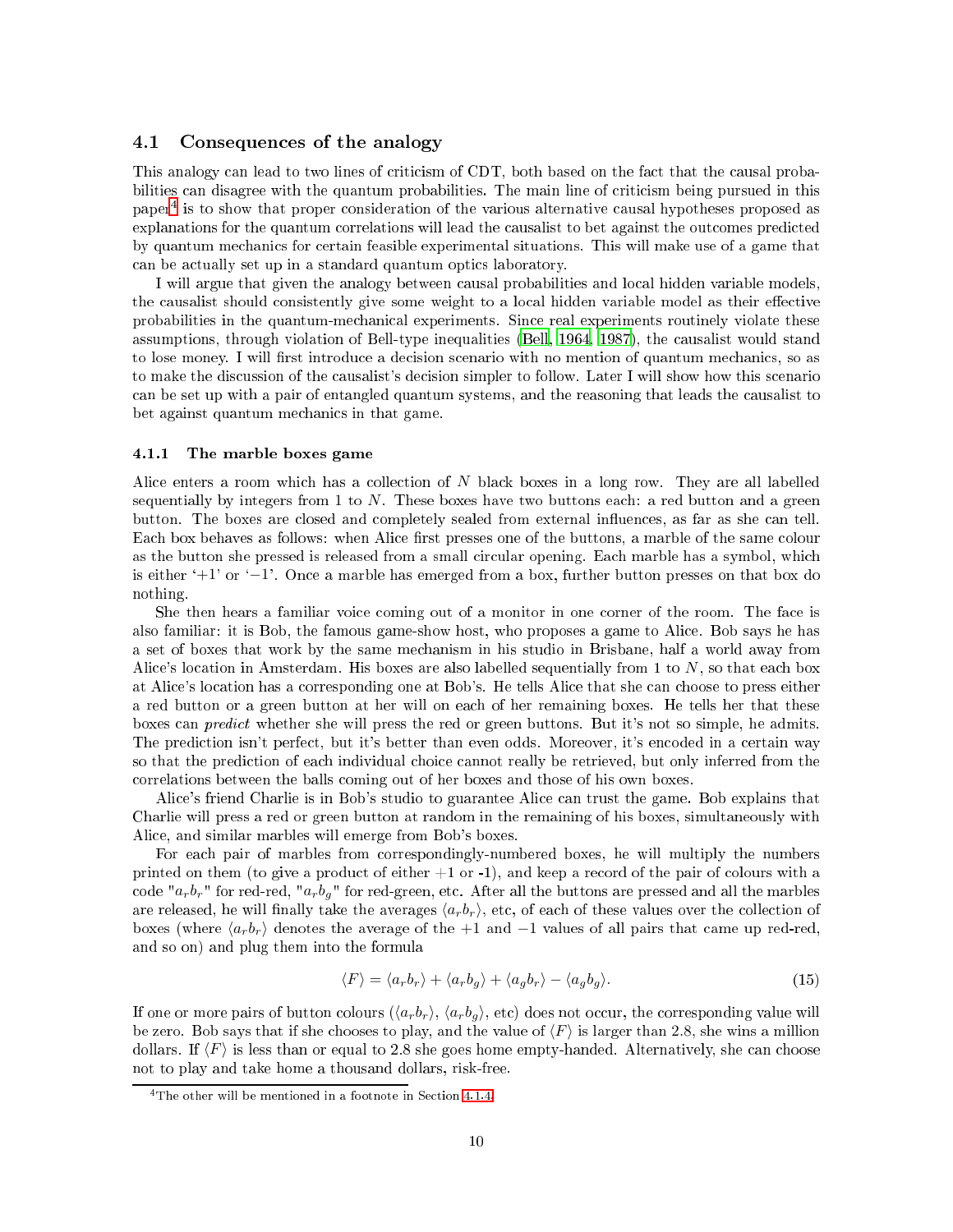## 4.1 Consequences of the analogy

This analogy can lead to two lines of criticism of CDT, both based on the fact that the causal probabilities can disagree with the quantum probabilities. The main line of criticism being pursued in this paper[4] is to show that proper consideration of the various alternative causal hypotheses proposed as explanations for the quantum correlations will lead the causalist to bet against the outcomes predicted by quantum mechanics for certain feasible experimental situations. This will make use of a game that can be actually set up in a standard quantum optics laboratory.

I will argue that given the analogy between causal probabilities and local hidden variable models, the causalist should consistently give some weight to a local hidden variable model as their effective probabilities in the quantum-mechanical experiments. Since real experiments routinely violate these assumptions, through violation of Bell-type inequalities (Bell, 1964, 1987), the causalist would stand to lose money. I will first introduce a decision scenario with no mention of quantum mechanics, so as to make the discussion of the causalist's decision simpler to follow. Later I will show how this scenario can be set up with a pair of entangled quantum systems, and the reasoning that leads the causalist to bet against quantum mechanics in that game.

### 4.1.1 The marble boxes game

Alice enters a room which has a collection of $N$ black boxes in a long row. They are all labelled sequentially by integers from 1 to $N$. These boxes have two buttons each: a red button and a green button. The boxes are closed and completely sealed from external influences, as far as she can tell. Each box behaves as follows: when Alice first presses one of the buttons, a marble of the same colour as the button she pressed is released from a small circular opening. Each marble has a symbol, which is either '+1' or '−1'. Once a marble has emerged from a box, further button presses on that box do nothing.

She then hears a familiar voice coming out of a monitor in one corner of the room. The face is also familiar: it is Bob, the famous game-show host, who proposes a game to Alice. Bob says he has a set of boxes that work by the same mechanism in his studio in Brisbane, half a world away from Alice's location in Amsterdam. His boxes are also labelled sequentially from 1 to $N$, so that each box at Alice's location has a corresponding one at Bob's. He tells Alice that she can choose to press either a red button or a green button at her will on each of her remaining boxes. He tells her that these boxes can *predict* whether she will press the red or green buttons. But it's not so simple, he admits. The prediction isn't perfect, but it's better than even odds. Moreover, it's encoded in a certain way so that the prediction of each individual choice cannot really be retrieved, but only inferred from the correlations between the balls coming out of her boxes and those of his own boxes.

Alice's friend Charlie is in Bob's studio to guarantee Alice can trust the game. Bob explains that Charlie will press a red or green button at random in the remaining of his boxes, simultaneously with Alice, and similar marbles will emerge from Bob's boxes.

For each pair of marbles from correspondingly-numbered boxes, he will multiply the numbers printed on them (to give a product of either +1 or -1), and keep a record of the pair of colours with a code "$a_rb_r$" for red-red, "$a_rb_g$" for red-green, etc. After all the buttons are pressed and all the marbles are released, he will finally take the averages $\langle a_rb_r\rangle$, etc, of each of these values over the collection of boxes (where $\langle a_rb_r\rangle$ denotes the average of the +1 and −1 values of all pairs that came up red-red, and so on) and plug them into the formula

$$\langle F\rangle = \langle a_rb_r\rangle + \langle a_rb_g\rangle + \langle a_gb_r\rangle - \langle a_gb_g\rangle. \tag{15}$$

If one or more pairs of button colours ($\langle a_rb_r\rangle$, $\langle a_rb_g\rangle$, etc) does not occur, the corresponding value will be zero. Bob says that if she chooses to play, and the value of $\langle F\rangle$ is larger than 2.8, she wins a million dollars. If $\langle F\rangle$ is less than or equal to 2.8 she goes home empty-handed. Alternatively, she can choose not to play and take home a thousand dollars, risk-free.

[4] The other will be mentioned in a footnote in Section 4.1.4.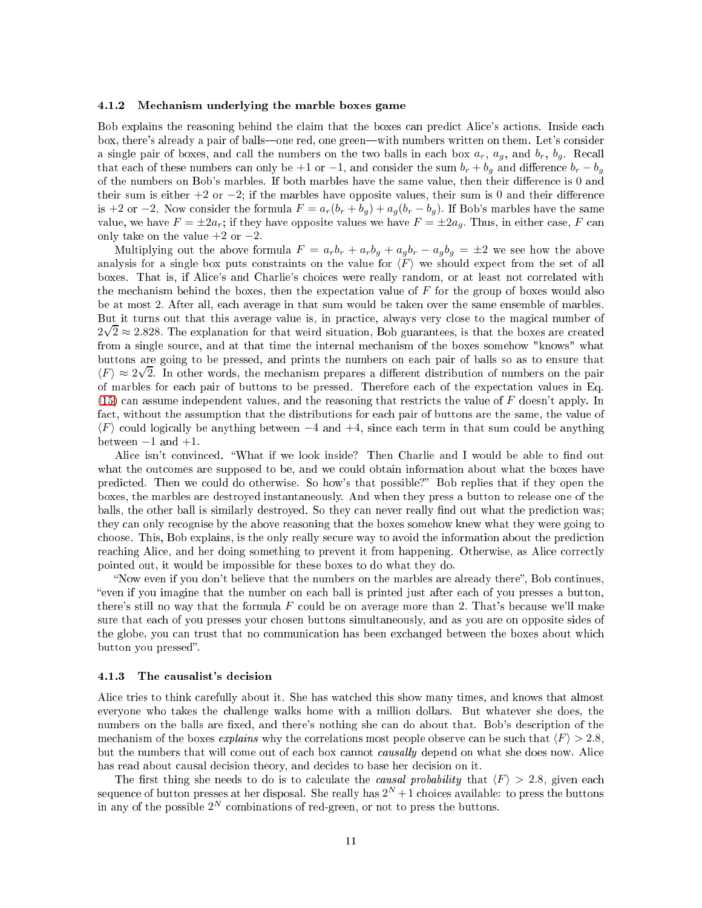### 4.1.2 Mechanism underlying the marble boxes game

Bob explains the reasoning behind the claim that the boxes can predict Alice's actions. Inside each box, there's already a pair of balls—one red, one green—with numbers written on them. Let's consider a single pair of boxes, and call the numbers on the two balls in each box $a_r$, $a_g$, and $b_r$, $b_g$. Recall that each of these numbers can only be $+1$ or $-1$, and consider the sum $b_r + b_g$ and difference $b_r - b_g$ of the numbers on Bob's marbles. If both marbles have the same value, then their difference is 0 and their sum is either $+2$ or $-2$; if the marbles have opposite values, their sum is 0 and their difference is $+2$ or $-2$. Now consider the formula $F = a_r(b_r + b_g) + a_g(b_r - b_g)$. If Bob's marbles have the same value, we have $F = \pm 2a_r$; if they have opposite values we have $F = \pm 2a_g$. Thus, in either case, $F$ can only take on the value $+2$ or $-2$.

Multiplying out the above formula $F = a_r b_r + a_r b_g + a_g b_r - a_g b_g = \pm 2$ we see how the above analysis for a single box puts constraints on the value for $\langle F \rangle$ we should expect from the set of all boxes. That is, if Alice's and Charlie's choices were really random, or at least not correlated with the mechanism behind the boxes, then the expectation value of $F$ for the group of boxes would also be at most 2. After all, each average in that sum would be taken over the same ensemble of marbles. But it turns out that this average value is, in practice, always very close to the magical number of $2\sqrt{2} \approx 2.828$. The explanation for that weird situation, Bob guarantees, is that the boxes are created from a single source, and at that time the internal mechanism of the boxes somehow "knows" what buttons are going to be pressed, and prints the numbers on each pair of balls so as to ensure that $\langle F \rangle \approx 2\sqrt{2}$. In other words, the mechanism prepares a different distribution of numbers on the pair of marbles for each pair of buttons to be pressed. Therefore each of the expectation values in Eq. (15) can assume independent values, and the reasoning that restricts the value of $F$ doesn't apply. In fact, without the assumption that the distributions for each pair of buttons are the same, the value of $\langle F \rangle$ could logically be anything between $-4$ and $+4$, since each term in that sum could be anything between $-1$ and $+1$.

Alice isn't convinced. "What if we look inside? Then Charlie and I would be able to find out what the outcomes are supposed to be, and we could obtain information about what the boxes have predicted. Then we could do otherwise. So how's that possible?" Bob replies that if they open the boxes, the marbles are destroyed instantaneously. And when they press a button to release one of the balls, the other ball is similarly destroyed. So they can never really find out what the prediction was; they can only recognise by the above reasoning that the boxes somehow knew what they were going to choose. This, Bob explains, is the only really secure way to avoid the information about the prediction reaching Alice, and her doing something to prevent it from happening. Otherwise, as Alice correctly pointed out, it would be impossible for these boxes to do what they do.

"Now even if you don't believe that the numbers on the marbles are already there", Bob continues, "even if you imagine that the number on each ball is printed just after each of you presses a button, there's still no way that the formula $F$ could be on average more than 2. That's because we'll make sure that each of you presses your chosen buttons simultaneously, and as you are on opposite sides of the globe, you can trust that no communication has been exchanged between the boxes about which button you pressed".

### 4.1.3 The causalist's decision

Alice tries to think carefully about it. She has watched this show many times, and knows that almost everyone who takes the challenge walks home with a million dollars. But whatever she does, the numbers on the balls are fixed, and there's nothing she can do about that. Bob's description of the mechanism of the boxes *explains* why the correlations most people observe can be such that $\langle F \rangle > 2.8$, but the numbers that will come out of each box cannot *causally* depend on what she does now. Alice has read about causal decision theory, and decides to base her decision on it.

The first thing she needs to do is to calculate the *causal probability* that $\langle F \rangle > 2.8$, given each sequence of button presses at her disposal. She really has $2^N + 1$ choices available: to press the buttons in any of the possible $2^N$ combinations of red-green, or not to press the buttons.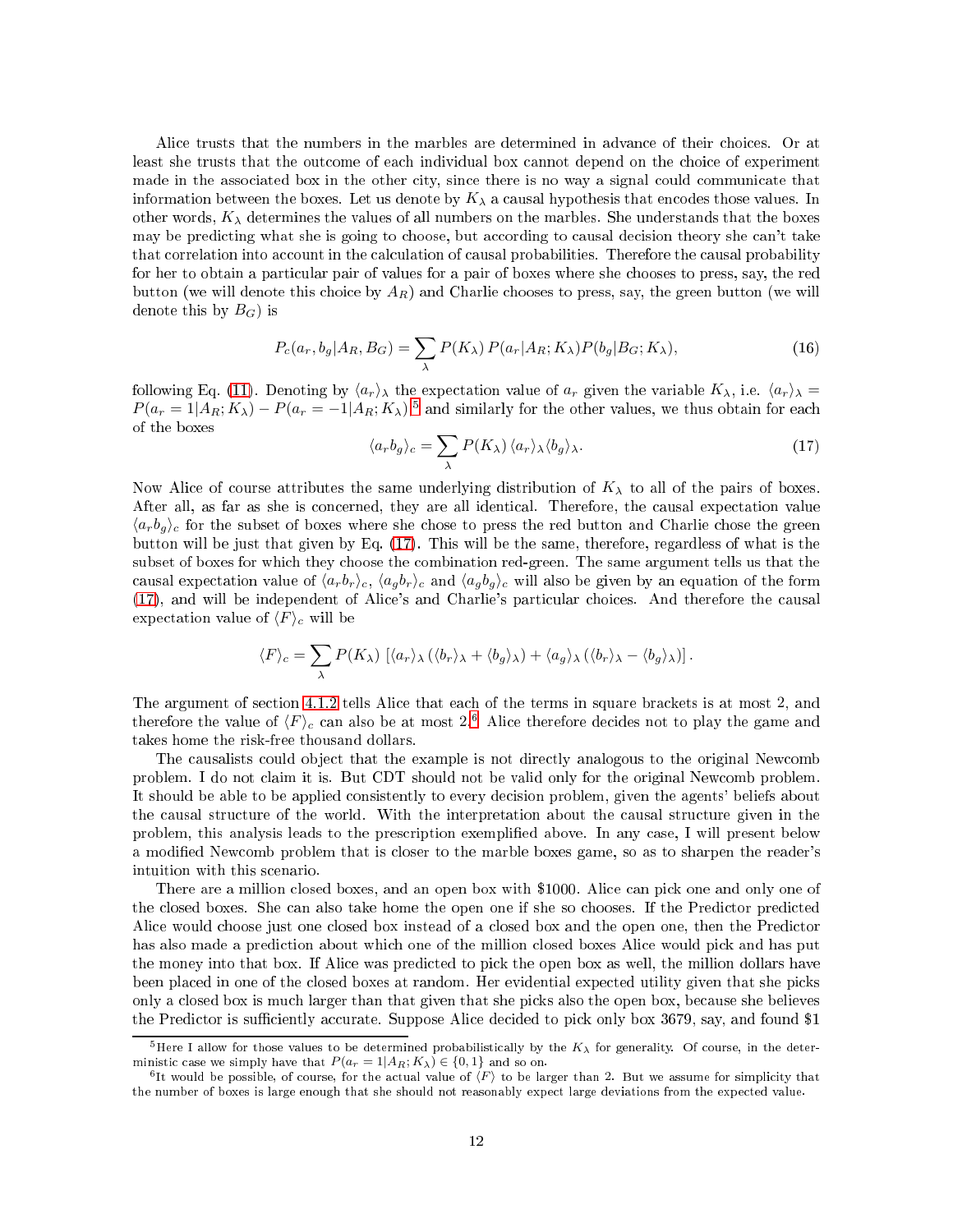Alice trusts that the numbers in the marbles are determined in advance of their choices. Or at least she trusts that the outcome of each individual box cannot depend on the choice of experiment made in the associated box in the other city, since there is no way a signal could communicate that information between the boxes. Let us denote by $K_\lambda$ a causal hypothesis that encodes those values. In other words, $K_\lambda$ determines the values of all numbers on the marbles. She understands that the boxes may be predicting what she is going to choose, but according to causal decision theory she can't take that correlation into account in the calculation of causal probabilities. Therefore the causal probability for her to obtain a particular pair of values for a pair of boxes where she chooses to press, say, the red button (we will denote this choice by $A_R$) and Charlie chooses to press, say, the green button (we will denote this by $B_G$) is

$$P_c(a_r, b_g|A_R, B_G) = \sum_\lambda P(K_\lambda)\, P(a_r|A_R; K_\lambda) P(b_g|B_G; K_\lambda), \tag{16}$$

following Eq. (11). Denoting by $\langle a_r \rangle_\lambda$ the expectation value of $a_r$ given the variable $K_\lambda$, i.e. $\langle a_r \rangle_\lambda = P(a_r = 1|A_R; K_\lambda) - P(a_r = -1|A_R; K_\lambda)$,[5] and similarly for the other values, we thus obtain for each of the boxes

$$\langle a_r b_g \rangle_c = \sum_\lambda P(K_\lambda)\, \langle a_r \rangle_\lambda \langle b_g \rangle_\lambda. \tag{17}$$

Now Alice of course attributes the same underlying distribution of $K_\lambda$ to all of the pairs of boxes. After all, as far as she is concerned, they are all identical. Therefore, the causal expectation value $\langle a_r b_g \rangle_c$ for the subset of boxes where she chose to press the red button and Charlie chose the green button will be just that given by Eq. (17). This will be the same, therefore, regardless of what is the subset of boxes for which they choose the combination red-green. The same argument tells us that the causal expectation value of $\langle a_r b_r \rangle_c$, $\langle a_g b_r \rangle_c$ and $\langle a_g b_g \rangle_c$ will also be given by an equation of the form (17), and will be independent of Alice's and Charlie's particular choices. And therefore the causal expectation value of $\langle F \rangle_c$ will be

$$\langle F \rangle_c = \sum_\lambda P(K_\lambda)\, \left[ \langle a_r \rangle_\lambda \left( \langle b_r \rangle_\lambda + \langle b_g \rangle_\lambda \right) + \langle a_g \rangle_\lambda \left( \langle b_r \rangle_\lambda - \langle b_g \rangle_\lambda \right) \right].$$

The argument of section 4.1.2 tells Alice that each of the terms in square brackets is at most 2, and therefore the value of $\langle F \rangle_c$ can also be at most 2.[6] Alice therefore decides not to play the game and takes home the risk-free thousand dollars.

The causalists could object that the example is not directly analogous to the original Newcomb problem. I do not claim it is. But CDT should not be valid only for the original Newcomb problem. It should be able to be applied consistently to every decision problem, given the agents' beliefs about the causal structure of the world. With the interpretation about the causal structure given in the problem, this analysis leads to the prescription exemplified above. In any case, I will present below a modified Newcomb problem that is closer to the marble boxes game, so as to sharpen the reader's intuition with this scenario.

There are a million closed boxes, and an open box with \$1000. Alice can pick one and only one of the closed boxes. She can also take home the open one if she so chooses. If the Predictor predicted Alice would choose just one closed box instead of a closed box and the open one, then the Predictor has also made a prediction about which one of the million closed boxes Alice would pick and has put the money into that box. If Alice was predicted to pick the open box as well, the million dollars have been placed in one of the closed boxes at random. Her evidential expected utility given that she picks only a closed box is much larger than that given that she picks also the open box, because she believes the Predictor is sufficiently accurate. Suppose Alice decided to pick only box 3679, say, and found \$1

---

[5] Here I allow for those values to be determined probabilistically by the $K_\lambda$ for generality. Of course, in the deterministic case we simply have that $P(a_r = 1|A_R; K_\lambda) \in \{0, 1\}$ and so on.

[6] It would be possible, of course, for the actual value of $\langle F \rangle$ to be larger than 2. But we assume for simplicity that the number of boxes is large enough that she should not reasonably expect large deviations from the expected value.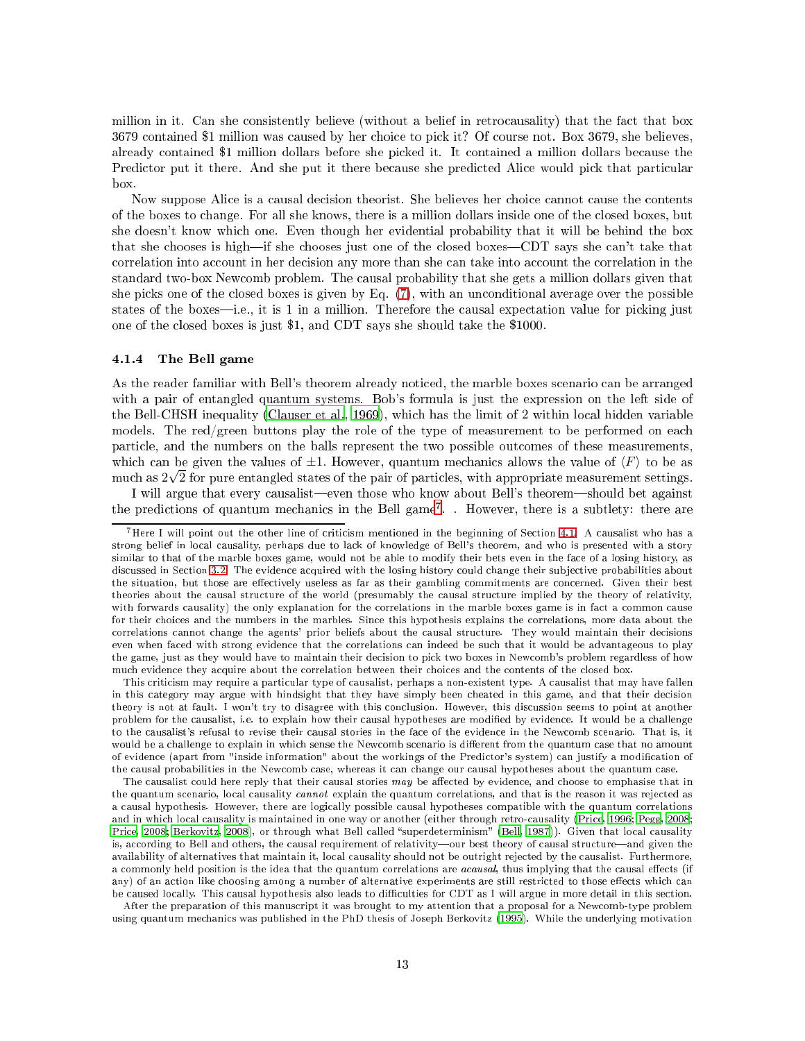million in it. Can she consistently believe (without a belief in retrocausality) that the fact that box 3679 contained $1 million was caused by her choice to pick it? Of course not. Box 3679, she believes, already contained $1 million dollars before she picked it. It contained a million dollars because the Predictor put it there. And she put it there because she predicted Alice would pick that particular box.

Now suppose Alice is a causal decision theorist. She believes her choice cannot cause the contents of the boxes to change. For all she knows, there is a million dollars inside one of the closed boxes, but she doesn't know which one. Even though her evidential probability that it will be behind the box that she chooses is high—if she chooses just one of the closed boxes—CDT says she can't take that correlation into account in her decision any more than she can take into account the correlation in the standard two-box Newcomb problem. The causal probability that she gets a million dollars given that she picks one of the closed boxes is given by Eq. (7), with an unconditional average over the possible states of the boxes—i.e., it is 1 in a million. Therefore the causal expectation value for picking just one of the closed boxes is just $1, and CDT says she should take the $1000.

#### 4.1.4 The Bell game

As the reader familiar with Bell's theorem already noticed, the marble boxes scenario can be arranged with a pair of entangled quantum systems. Bob's formula is just the expression on the left side of the Bell-CHSH inequality (Clauser et al., 1969), which has the limit of 2 within local hidden variable models. The red/green buttons play the role of the type of measurement to be performed on each particle, and the numbers on the balls represent the two possible outcomes of these measurements, which can be given the values of $\pm 1$. However, quantum mechanics allows the value of $\langle F \rangle$ to be as much as $2\sqrt{2}$ for pure entangled states of the pair of particles, with appropriate measurement settings.

I will argue that every causalist—even those who know about Bell's theorem—should bet against the predictions of quantum mechanics in the Bell game[7]. . However, there is a subtlety: there are

---

[7] Here I will point out the other line of criticism mentioned in the beginning of Section 4.1. A causalist who has a strong belief in local causality, perhaps due to lack of knowledge of Bell's theorem, and who is presented with a story similar to that of the marble boxes game, would not be able to modify their bets even in the face of a losing history, as discussed in Section 3.2. The evidence acquired with the losing history could change their subjective probabilities about the situation, but those are effectively useless as far as their gambling commitments are concerned. Given their best theories about the causal structure of the world (presumably the causal structure implied by the theory of relativity, with forwards causality) the only explanation for the correlations in the marble boxes game is in fact a common cause for their choices and the numbers in the marbles. Since this hypothesis explains the correlations, more data about the correlations cannot change the agents' prior beliefs about the causal structure. They would maintain their decisions even when faced with strong evidence that the correlations can indeed be such that it would be advantageous to play the game, just as they would have to maintain their decision to pick two boxes in Newcomb's problem regardless of how much evidence they acquire about the correlation between their choices and the contents of the closed box.

This criticism may require a particular type of causalist, perhaps a non-existent type. A causalist that may have fallen in this category may argue with hindsight that they have simply been cheated in this game, and that their decision theory is not at fault. I won't try to disagree with this conclusion. However, this discussion seems to point at another problem for the causalist, i.e. to explain how their causal hypotheses are modified by evidence. It would be a challenge to the causalist's refusal to revise their causal stories in the face of the evidence in the Newcomb scenario. That is, it would be a challenge to explain in which sense the Newcomb scenario is different from the quantum case that no amount of evidence (apart from "inside information" about the workings of the Predictor's system) can justify a modification of the causal probabilities in the Newcomb case, whereas it can change our causal hypotheses about the quantum case.

The causalist could here reply that their causal stories *may* be affected by evidence, and choose to emphasise that in the quantum scenario, local causality *cannot* explain the quantum correlations, and that is the reason it was rejected as a causal hypothesis. However, there are logically possible causal hypotheses compatible with the quantum correlations and in which local causality is maintained in one way or another (either through retro-causality (Price, 1996; Pegg, 2008; Price, 2008; Berkovitz, 2008), or through what Bell called "superdeterminism" (Bell, 1987)). Given that local causality is, according to Bell and others, the causal requirement of relativity—our best theory of causal structure—and given the availability of alternatives that maintain it, local causality should not be outright rejected by the causalist. Furthermore, a commonly held position is the idea that the quantum correlations are *acausal*, thus implying that the causal effects (if any) of an action like choosing among a number of alternative experiments are still restricted to those effects which can be caused locally. This causal hypothesis also leads to difficulties for CDT as I will argue in more detail in this section.

After the preparation of this manuscript it was brought to my attention that a proposal for a Newcomb-type problem using quantum mechanics was published in the PhD thesis of Joseph Berkovitz (1995). While the underlying motivation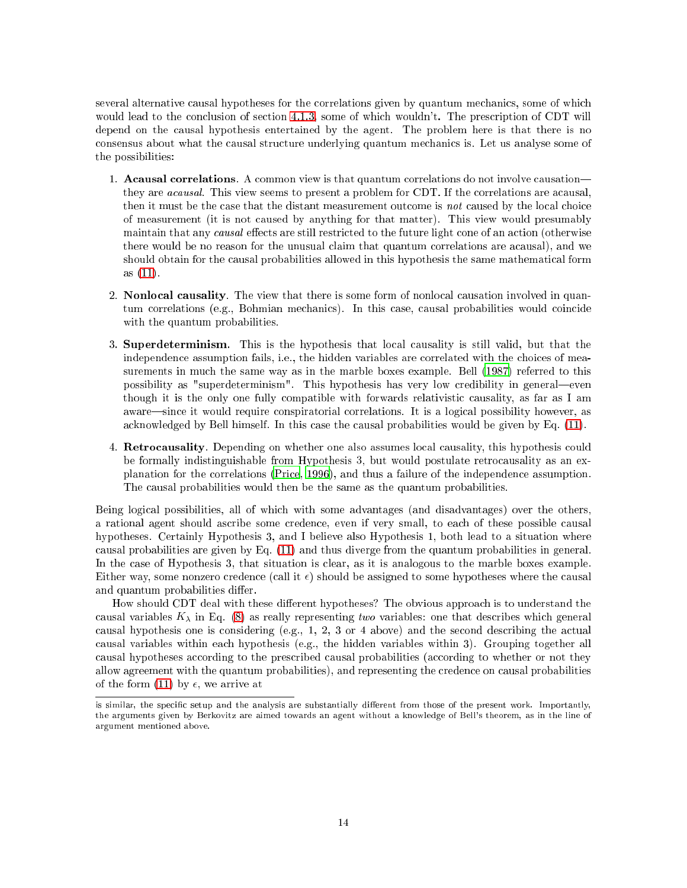several alternative causal hypotheses for the correlations given by quantum mechanics, some of which would lead to the conclusion of section 4.1.3, some of which wouldn't. The prescription of CDT will depend on the causal hypothesis entertained by the agent. The problem here is that there is no consensus about what the causal structure underlying quantum mechanics is. Let us analyse some of the possibilities:

1. **Acausal correlations**. A common view is that quantum correlations do not involve causation—they are *acausal*. This view seems to present a problem for CDT. If the correlations are acausal, then it must be the case that the distant measurement outcome is *not* caused by the local choice of measurement (it is not caused by anything for that matter). This view would presumably maintain that any *causal* effects are still restricted to the future light cone of an action (otherwise there would be no reason for the unusual claim that quantum correlations are acausal), and we should obtain for the causal probabilities allowed in this hypothesis the same mathematical form as (11).

2. **Nonlocal causality**. The view that there is some form of nonlocal causation involved in quantum correlations (e.g., Bohmian mechanics). In this case, causal probabilities would coincide with the quantum probabilities.

3. **Superdeterminism**. This is the hypothesis that local causality is still valid, but that the independence assumption fails, i.e., the hidden variables are correlated with the choices of measurements in much the same way as in the marble boxes example. Bell (1987) referred to this possibility as "superdeterminism". This hypothesis has very low credibility in general—even though it is the only one fully compatible with forwards relativistic causality, as far as I am aware—since it would require conspiratorial correlations. It is a logical possibility however, as acknowledged by Bell himself. In this case the causal probabilities would be given by Eq. (11).

4. **Retrocausality**. Depending on whether one also assumes local causality, this hypothesis could be formally indistinguishable from Hypothesis 3, but would postulate retrocausality as an explanation for the correlations (Price, 1996), and thus a failure of the independence assumption. The causal probabilities would then be the same as the quantum probabilities.

Being logical possibilities, all of which with some advantages (and disadvantages) over the others, a rational agent should ascribe some credence, even if very small, to each of these possible causal hypotheses. Certainly Hypothesis 3, and I believe also Hypothesis 1, both lead to a situation where causal probabilities are given by Eq. (11) and thus diverge from the quantum probabilities in general. In the case of Hypothesis 3, that situation is clear, as it is analogous to the marble boxes example. Either way, some nonzero credence (call it $\epsilon$) should be assigned to some hypotheses where the causal and quantum probabilities differ.

How should CDT deal with these different hypotheses? The obvious approach is to understand the causal variables $K_\lambda$ in Eq. (8) as really representing *two* variables: one that describes which general causal hypothesis one is considering (e.g., 1, 2, 3 or 4 above) and the second describing the actual causal variables within each hypothesis (e.g., the hidden variables within 3). Grouping together all causal hypotheses according to the prescribed causal probabilities (according to whether or not they allow agreement with the quantum probabilities), and representing the credence on causal probabilities of the form (11) by $\epsilon$, we arrive at

---

is similar, the specific setup and the analysis are substantially different from those of the present work. Importantly, the arguments given by Berkovitz are aimed towards an agent without a knowledge of Bell's theorem, as in the line of argument mentioned above.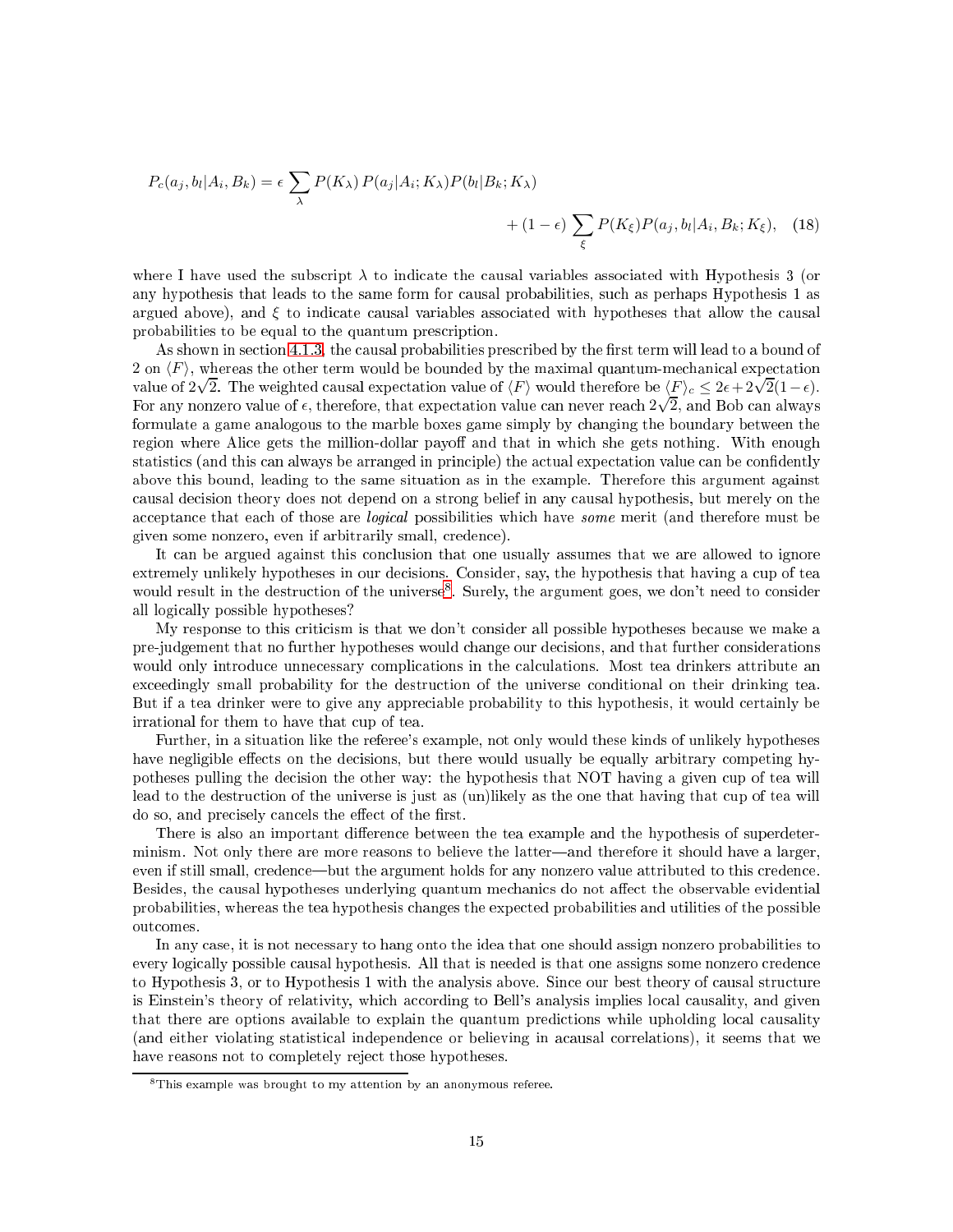$$P_c(a_j, b_l|A_i, B_k) = \epsilon \sum_\lambda P(K_\lambda)\, P(a_j|A_i; K_\lambda) P(b_l|B_k; K_\lambda) + (1-\epsilon) \sum_\xi P(K_\xi) P(a_j, b_l|A_i, B_k; K_\xi), \quad (18)$$

where I have used the subscript $\lambda$ to indicate the causal variables associated with Hypothesis 3 (or any hypothesis that leads to the same form for causal probabilities, such as perhaps Hypothesis 1 as argued above), and $\xi$ to indicate causal variables associated with hypotheses that allow the causal probabilities to be equal to the quantum prescription.

As shown in section 4.1.3, the causal probabilities prescribed by the first term will lead to a bound of 2 on $\langle F \rangle$, whereas the other term would be bounded by the maximal quantum-mechanical expectation value of $2\sqrt{2}$. The weighted causal expectation value of $\langle F \rangle$ would therefore be $\langle F \rangle_c \leq 2\epsilon + 2\sqrt{2}(1-\epsilon)$. For any nonzero value of $\epsilon$, therefore, that expectation value can never reach $2\sqrt{2}$, and Bob can always formulate a game analogous to the marble boxes game simply by changing the boundary between the region where Alice gets the million-dollar payoff and that in which she gets nothing. With enough statistics (and this can always be arranged in principle) the actual expectation value can be confidently above this bound, leading to the same situation as in the example. Therefore this argument against causal decision theory does not depend on a strong belief in any causal hypothesis, but merely on the acceptance that each of those are *logical* possibilities which have *some* merit (and therefore must be given some nonzero, even if arbitrarily small, credence).

It can be argued against this conclusion that one usually assumes that we are allowed to ignore extremely unlikely hypotheses in our decisions. Consider, say, the hypothesis that having a cup of tea would result in the destruction of the universe[8]. Surely, the argument goes, we don't need to consider all logically possible hypotheses?

My response to this criticism is that we don't consider all possible hypotheses because we make a pre-judgement that no further hypotheses would change our decisions, and that further considerations would only introduce unnecessary complications in the calculations. Most tea drinkers attribute an exceedingly small probability for the destruction of the universe conditional on their drinking tea. But if a tea drinker were to give any appreciable probability to this hypothesis, it would certainly be irrational for them to have that cup of tea.

Further, in a situation like the referee's example, not only would these kinds of unlikely hypotheses have negligible effects on the decisions, but there would usually be equally arbitrary competing hypotheses pulling the decision the other way: the hypothesis that NOT having a given cup of tea will lead to the destruction of the universe is just as (un)likely as the one that having that cup of tea will do so, and precisely cancels the effect of the first.

There is also an important difference between the tea example and the hypothesis of superdeterminism. Not only there are more reasons to believe the latter—and therefore it should have a larger, even if still small, credence—but the argument holds for any nonzero value attributed to this credence. Besides, the causal hypotheses underlying quantum mechanics do not affect the observable evidential probabilities, whereas the tea hypothesis changes the expected probabilities and utilities of the possible outcomes.

In any case, it is not necessary to hang onto the idea that one should assign nonzero probabilities to every logically possible causal hypothesis. All that is needed is that one assigns some nonzero credence to Hypothesis 3, or to Hypothesis 1 with the analysis above. Since our best theory of causal structure is Einstein's theory of relativity, which according to Bell's analysis implies local causality, and given that there are options available to explain the quantum predictions while upholding local causality (and either violating statistical independence or believing in acausal correlations), it seems that we have reasons not to completely reject those hypotheses.

[8]This example was brought to my attention by an anonymous referee.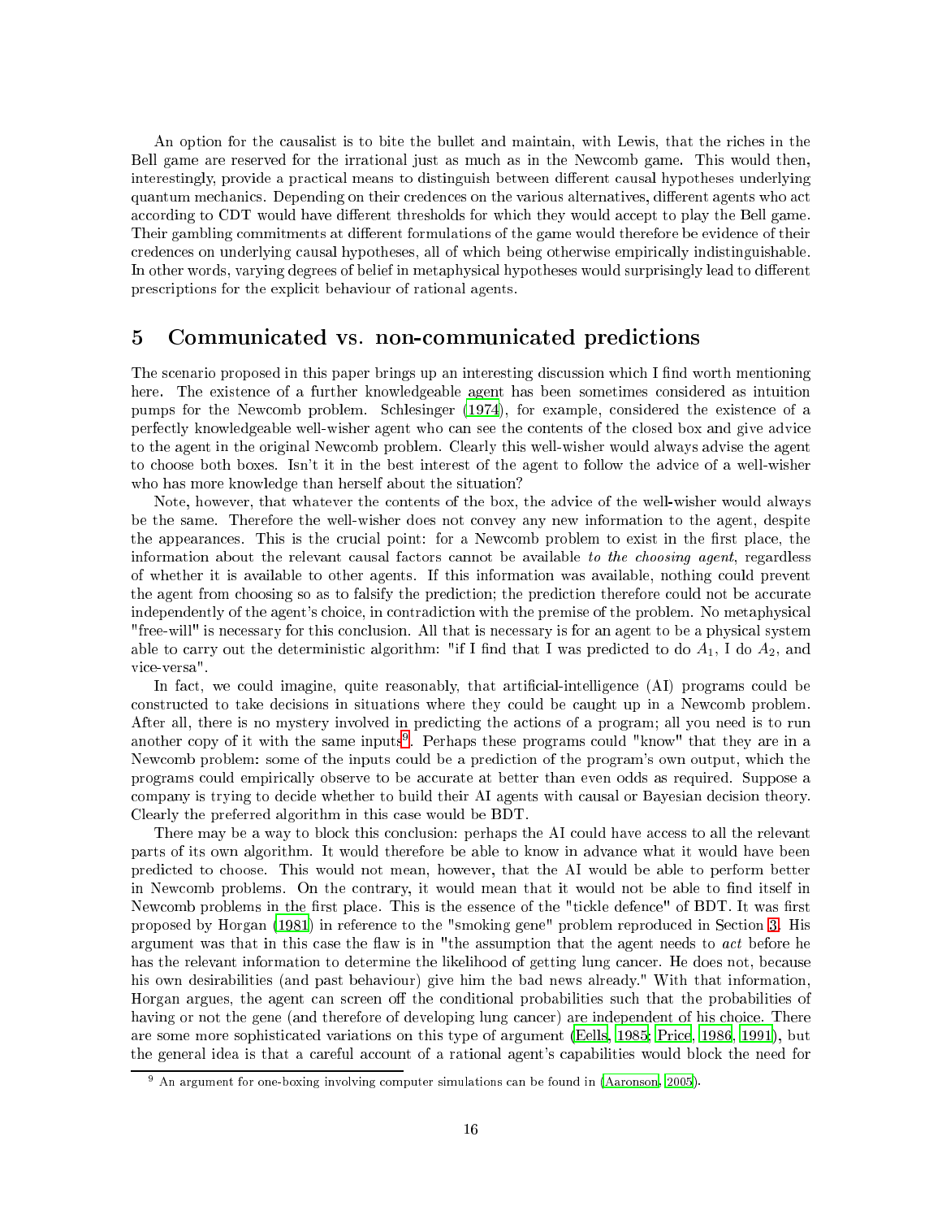An option for the causalist is to bite the bullet and maintain, with Lewis, that the riches in the Bell game are reserved for the irrational just as much as in the Newcomb game. This would then, interestingly, provide a practical means to distinguish between different causal hypotheses underlying quantum mechanics. Depending on their credences on the various alternatives, different agents who act according to CDT would have different thresholds for which they would accept to play the Bell game. Their gambling commitments at different formulations of the game would therefore be evidence of their credences on underlying causal hypotheses, all of which being otherwise empirically indistinguishable. In other words, varying degrees of belief in metaphysical hypotheses would surprisingly lead to different prescriptions for the explicit behaviour of rational agents.

## 5 Communicated vs. non-communicated predictions

The scenario proposed in this paper brings up an interesting discussion which I find worth mentioning here. The existence of a further knowledgeable agent has been sometimes considered as intuition pumps for the Newcomb problem. Schlesinger (1974), for example, considered the existence of a perfectly knowledgeable well-wisher agent who can see the contents of the closed box and give advice to the agent in the original Newcomb problem. Clearly this well-wisher would always advise the agent to choose both boxes. Isn't it in the best interest of the agent to follow the advice of a well-wisher who has more knowledge than herself about the situation?

Note, however, that whatever the contents of the box, the advice of the well-wisher would always be the same. Therefore the well-wisher does not convey any new information to the agent, despite the appearances. This is the crucial point: for a Newcomb problem to exist in the first place, the information about the relevant causal factors cannot be available *to the choosing agent*, regardless of whether it is available to other agents. If this information was available, nothing could prevent the agent from choosing so as to falsify the prediction; the prediction therefore could not be accurate independently of the agent's choice, in contradiction with the premise of the problem. No metaphysical "free-will" is necessary for this conclusion. All that is necessary is for an agent to be a physical system able to carry out the deterministic algorithm: "if I find that I was predicted to do $A_1$, I do $A_2$, and vice-versa".

In fact, we could imagine, quite reasonably, that artificial-intelligence (AI) programs could be constructed to take decisions in situations where they could be caught up in a Newcomb problem. After all, there is no mystery involved in predicting the actions of a program; all you need is to run another copy of it with the same inputs[9]. Perhaps these programs could "know" that they are in a Newcomb problem: some of the inputs could be a prediction of the program's own output, which the programs could empirically observe to be accurate at better than even odds as required. Suppose a company is trying to decide whether to build their AI agents with causal or Bayesian decision theory. Clearly the preferred algorithm in this case would be BDT.

There may be a way to block this conclusion: perhaps the AI could have access to all the relevant parts of its own algorithm. It would therefore be able to know in advance what it would have been predicted to choose. This would not mean, however, that the AI would be able to perform better in Newcomb problems. On the contrary, it would mean that it would not be able to find itself in Newcomb problems in the first place. This is the essence of the "tickle defence" of BDT. It was first proposed by Horgan (1981) in reference to the "smoking gene" problem reproduced in Section 3. His argument was that in this case the flaw is in "the assumption that the agent needs to *act* before he has the relevant information to determine the likelihood of getting lung cancer. He does not, because his own desirabilities (and past behaviour) give him the bad news already." With that information, Horgan argues, the agent can screen off the conditional probabilities such that the probabilities of having or not the gene (and therefore of developing lung cancer) are independent of his choice. There are some more sophisticated variations on this type of argument (Eells, 1985; Price, 1986, 1991), but the general idea is that a careful account of a rational agent's capabilities would block the need for

[9] An argument for one-boxing involving computer simulations can be found in (Aaronson, 2005).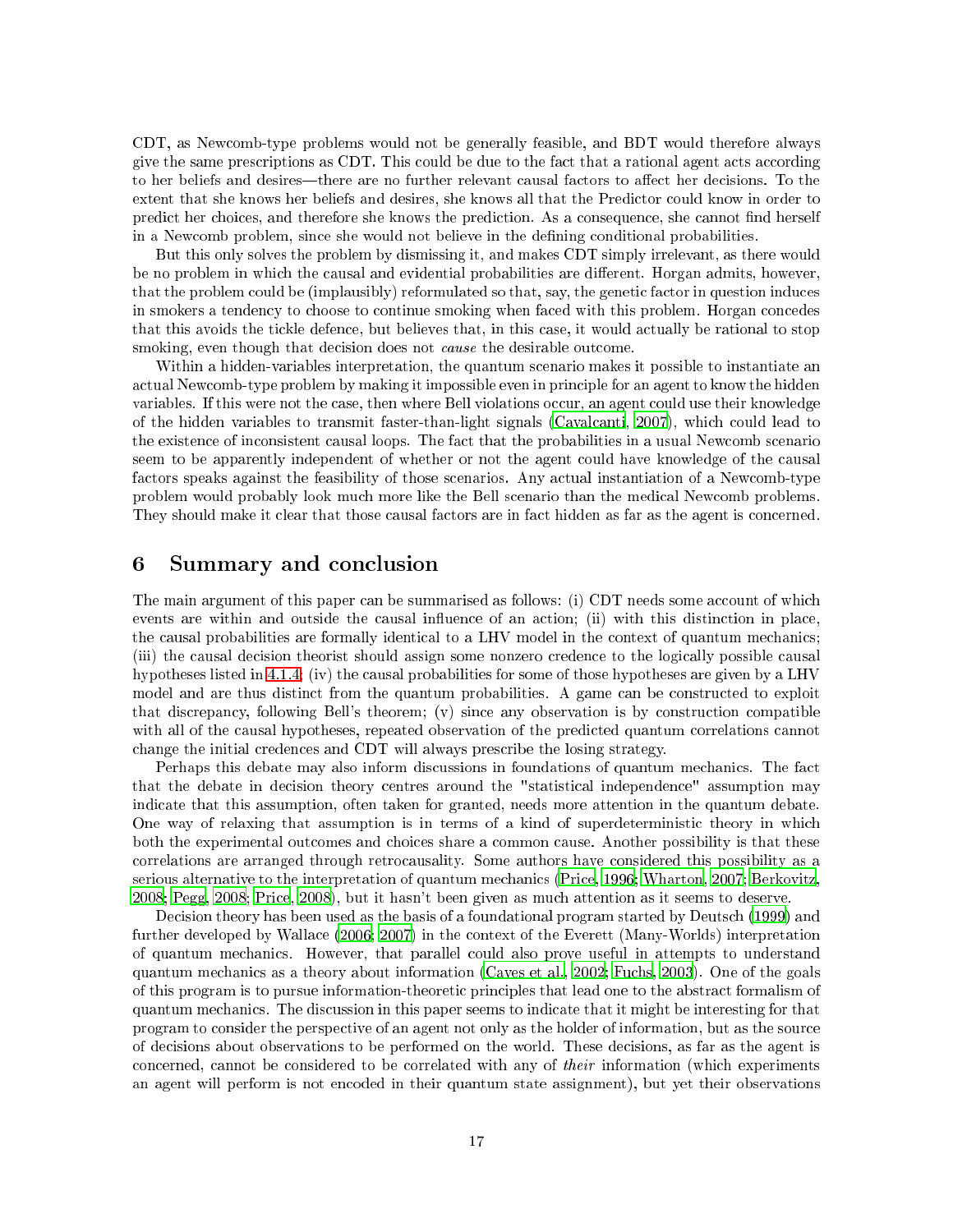CDT, as Newcomb-type problems would not be generally feasible, and BDT would therefore always give the same prescriptions as CDT. This could be due to the fact that a rational agent acts according to her beliefs and desires—there are no further relevant causal factors to affect her decisions. To the extent that she knows her beliefs and desires, she knows all that the Predictor could know in order to predict her choices, and therefore she knows the prediction. As a consequence, she cannot find herself in a Newcomb problem, since she would not believe in the defining conditional probabilities.

But this only solves the problem by dismissing it, and makes CDT simply irrelevant, as there would be no problem in which the causal and evidential probabilities are different. Horgan admits, however, that the problem could be (implausibly) reformulated so that, say, the genetic factor in question induces in smokers a tendency to choose to continue smoking when faced with this problem. Horgan concedes that this avoids the tickle defence, but believes that, in this case, it would actually be rational to stop smoking, even though that decision does not *cause* the desirable outcome.

Within a hidden-variables interpretation, the quantum scenario makes it possible to instantiate an actual Newcomb-type problem by making it impossible even in principle for an agent to know the hidden variables. If this were not the case, then where Bell violations occur, an agent could use their knowledge of the hidden variables to transmit faster-than-light signals (Cavalcanti, 2007), which could lead to the existence of inconsistent causal loops. The fact that the probabilities in a usual Newcomb scenario seem to be apparently independent of whether or not the agent could have knowledge of the causal factors speaks against the feasibility of those scenarios. Any actual instantiation of a Newcomb-type problem would probably look much more like the Bell scenario than the medical Newcomb problems. They should make it clear that those causal factors are in fact hidden as far as the agent is concerned.

## 6 Summary and conclusion

The main argument of this paper can be summarised as follows: (i) CDT needs some account of which events are within and outside the causal influence of an action; (ii) with this distinction in place, the causal probabilities are formally identical to a LHV model in the context of quantum mechanics; (iii) the causal decision theorist should assign some nonzero credence to the logically possible causal hypotheses listed in 4.1.4; (iv) the causal probabilities for some of those hypotheses are given by a LHV model and are thus distinct from the quantum probabilities. A game can be constructed to exploit that discrepancy, following Bell's theorem; (v) since any observation is by construction compatible with all of the causal hypotheses, repeated observation of the predicted quantum correlations cannot change the initial credences and CDT will always prescribe the losing strategy.

Perhaps this debate may also inform discussions in foundations of quantum mechanics. The fact that the debate in decision theory centres around the "statistical independence" assumption may indicate that this assumption, often taken for granted, needs more attention in the quantum debate. One way of relaxing that assumption is in terms of a kind of superdeterministic theory in which both the experimental outcomes and choices share a common cause. Another possibility is that these correlations are arranged through retrocausality. Some authors have considered this possibility as a serious alternative to the interpretation of quantum mechanics (Price, 1996; Wharton, 2007; Berkovitz, 2008; Pegg, 2008; Price, 2008), but it hasn't been given as much attention as it seems to deserve.

Decision theory has been used as the basis of a foundational program started by Deutsch (1999) and further developed by Wallace (2006; 2007) in the context of the Everett (Many-Worlds) interpretation of quantum mechanics. However, that parallel could also prove useful in attempts to understand quantum mechanics as a theory about information (Caves et al., 2002; Fuchs, 2003). One of the goals of this program is to pursue information-theoretic principles that lead one to the abstract formalism of quantum mechanics. The discussion in this paper seems to indicate that it might be interesting for that program to consider the perspective of an agent not only as the holder of information, but as the source of decisions about observations to be performed on the world. These decisions, as far as the agent is concerned, cannot be considered to be correlated with any of *their* information (which experiments an agent will perform is not encoded in their quantum state assignment), but yet their observations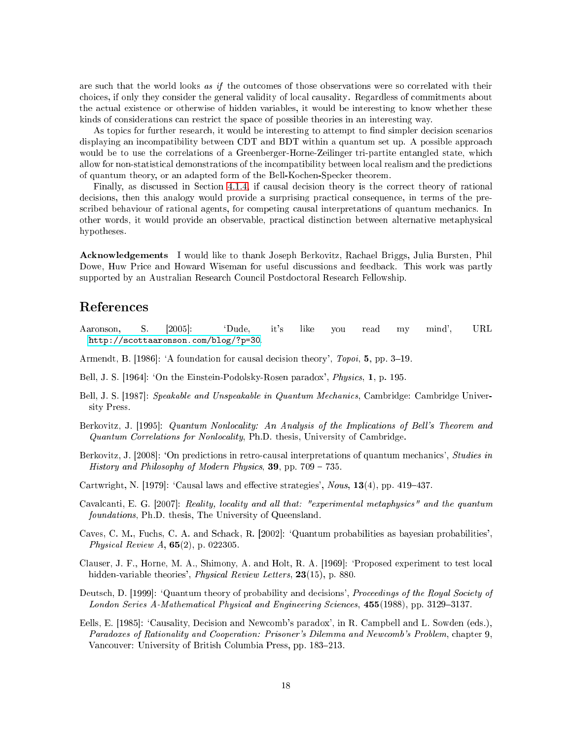are such that the world looks *as if* the outcomes of those observations were so correlated with their choices, if only they consider the general validity of local causality. Regardless of commitments about the actual existence or otherwise of hidden variables, it would be interesting to know whether these kinds of considerations can restrict the space of possible theories in an interesting way.

As topics for further research, it would be interesting to attempt to find simpler decision scenarios displaying an incompatibility between CDT and BDT within a quantum set up. A possible approach would be to use the correlations of a Greenberger-Horne-Zeilinger tri-partite entangled state, which allow for non-statistical demonstrations of the incompatibility between local realism and the predictions of quantum theory, or an adapted form of the Bell-Kochen-Specker theorem.

Finally, as discussed in Section 4.1.4, if causal decision theory is the correct theory of rational decisions, then this analogy would provide a surprising practical consequence, in terms of the prescribed behaviour of rational agents, for competing causal interpretations of quantum mechanics. In other words, it would provide an observable, practical distinction between alternative metaphysical hypotheses.

**Acknowledgements** I would like to thank Joseph Berkovitz, Rachael Briggs, Julia Bursten, Phil Dowe, Huw Price and Howard Wiseman for useful discussions and feedback. This work was partly supported by an Australian Research Council Postdoctoral Research Fellowship.

# References

Aaronson, S. [2005]: 'Dude, it's like you read my mind', URL http://scottaaronson.com/blog/?p=30.

Armendt, B. [1986]: 'A foundation for causal decision theory', *Topoi*, **5**, pp. 3–19.

Bell, J. S. [1964]: 'On the Einstein-Podolsky-Rosen paradox', *Physics*, **1**, p. 195.

Bell, J. S. [1987]: *Speakable and Unspeakable in Quantum Mechanics*, Cambridge: Cambridge University Press.

Berkovitz, J. [1995]: *Quantum Nonlocality: An Analysis of the Implications of Bell's Theorem and Quantum Correlations for Nonlocality*, Ph.D. thesis, University of Cambridge.

Berkovitz, J. [2008]: 'On predictions in retro-causal interpretations of quantum mechanics', *Studies in History and Philosophy of Modern Physics*, **39**, pp. 709 – 735.

Cartwright, N. [1979]: 'Causal laws and effective strategies', *Nous*, **13**(4), pp. 419–437.

Cavalcanti, E. G. [2007]: *Reality, locality and all that: "experimental metaphysics" and the quantum foundations*, Ph.D. thesis, The University of Queensland.

Caves, C. M., Fuchs, C. A. and Schack, R. [2002]: 'Quantum probabilities as bayesian probabilities', *Physical Review A*, **65**(2), p. 022305.

Clauser, J. F., Horne, M. A., Shimony, A. and Holt, R. A. [1969]: 'Proposed experiment to test local hidden-variable theories', *Physical Review Letters*, **23**(15), p. 880.

Deutsch, D. [1999]: 'Quantum theory of probability and decisions', *Proceedings of the Royal Society of London Series A-Mathematical Physical and Engineering Sciences*, **455**(1988), pp. 3129–3137.

Eells, E. [1985]: 'Causality, Decision and Newcomb's paradox', in R. Campbell and L. Sowden (eds.), *Paradoxes of Rationality and Cooperation: Prisoner's Dilemma and Newcomb's Problem*, chapter 9, Vancouver: University of British Columbia Press, pp. 183–213.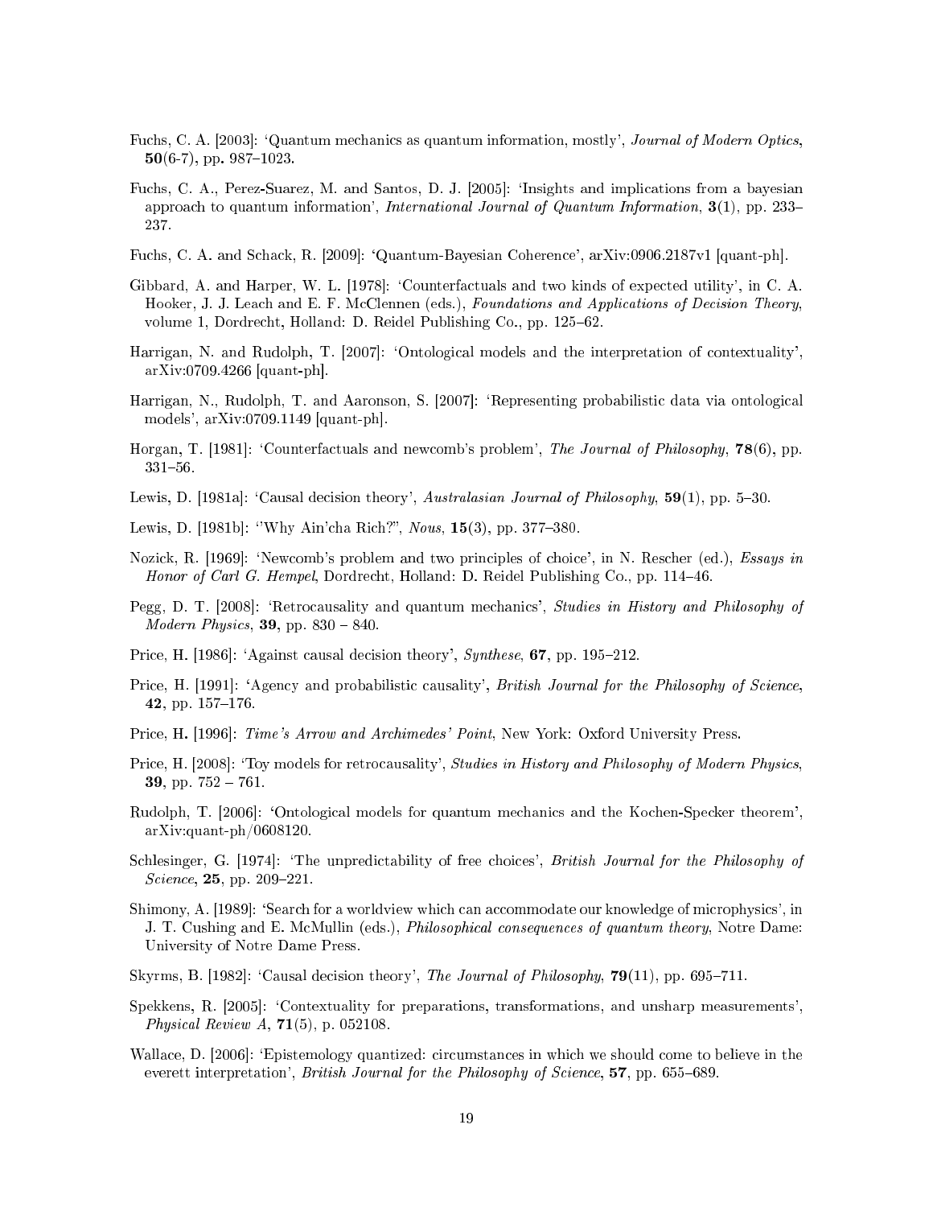Fuchs, C. A. [2003]: 'Quantum mechanics as quantum information, mostly', *Journal of Modern Optics*, **50**(6-7), pp. 987–1023.

Fuchs, C. A., Perez-Suarez, M. and Santos, D. J. [2005]: 'Insights and implications from a bayesian approach to quantum information', *International Journal of Quantum Information*, **3**(1), pp. 233–237.

Fuchs, C. A. and Schack, R. [2009]: 'Quantum-Bayesian Coherence', arXiv:0906.2187v1 [quant-ph].

Gibbard, A. and Harper, W. L. [1978]: 'Counterfactuals and two kinds of expected utility', in C. A. Hooker, J. J. Leach and E. F. McClennen (eds.), *Foundations and Applications of Decision Theory*, volume 1, Dordrecht, Holland: D. Reidel Publishing Co., pp. 125–62.

Harrigan, N. and Rudolph, T. [2007]: 'Ontological models and the interpretation of contextuality', arXiv:0709.4266 [quant-ph].

Harrigan, N., Rudolph, T. and Aaronson, S. [2007]: 'Representing probabilistic data via ontological models', arXiv:0709.1149 [quant-ph].

Horgan, T. [1981]: 'Counterfactuals and newcomb's problem', *The Journal of Philosophy*, **78**(6), pp. 331–56.

Lewis, D. [1981a]: 'Causal decision theory', *Australasian Journal of Philosophy*, **59**(1), pp. 5–30.

Lewis, D. [1981b]: ''Why Ain'cha Rich?'', *Nous*, **15**(3), pp. 377–380.

Nozick, R. [1969]: 'Newcomb's problem and two principles of choice', in N. Rescher (ed.), *Essays in Honor of Carl G. Hempel*, Dordrecht, Holland: D. Reidel Publishing Co., pp. 114–46.

Pegg, D. T. [2008]: 'Retrocausality and quantum mechanics', *Studies in History and Philosophy of Modern Physics*, **39**, pp. 830 – 840.

Price, H. [1986]: 'Against causal decision theory', *Synthese*, **67**, pp. 195–212.

Price, H. [1991]: 'Agency and probabilistic causality', *British Journal for the Philosophy of Science*, **42**, pp. 157–176.

Price, H. [1996]: *Time's Arrow and Archimedes' Point*, New York: Oxford University Press.

Price, H. [2008]: 'Toy models for retrocausality', *Studies in History and Philosophy of Modern Physics*, **39**, pp. 752 – 761.

Rudolph, T. [2006]: 'Ontological models for quantum mechanics and the Kochen-Specker theorem', arXiv:quant-ph/0608120.

Schlesinger, G. [1974]: 'The unpredictability of free choices', *British Journal for the Philosophy of Science*, **25**, pp. 209–221.

Shimony, A. [1989]: 'Search for a worldview which can accommodate our knowledge of microphysics', in J. T. Cushing and E. McMullin (eds.), *Philosophical consequences of quantum theory*, Notre Dame: University of Notre Dame Press.

Skyrms, B. [1982]: 'Causal decision theory', *The Journal of Philosophy*, **79**(11), pp. 695–711.

Spekkens, R. [2005]: 'Contextuality for preparations, transformations, and unsharp measurements', *Physical Review A*, **71**(5), p. 052108.

Wallace, D. [2006]: 'Epistemology quantized: circumstances in which we should come to believe in the everett interpretation', *British Journal for the Philosophy of Science*, **57**, pp. 655–689.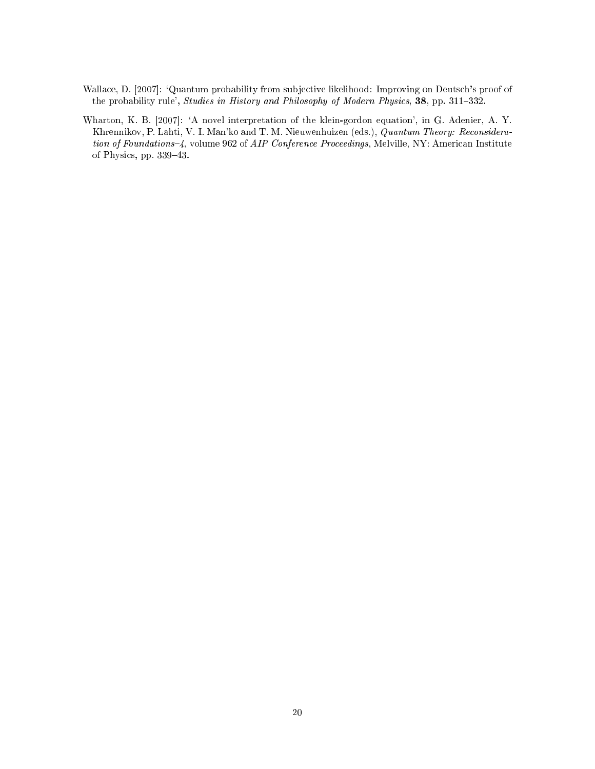Wallace, D. [2007]: 'Quantum probability from subjective likelihood: Improving on Deutsch's proof of the probability rule', *Studies in History and Philosophy of Modern Physics*, **38**, pp. 311–332.

Wharton, K. B. [2007]: 'A novel interpretation of the klein-gordon equation', in G. Adenier, A. Y. Khrennikov, P. Lahti, V. I. Man'ko and T. M. Nieuwenhuizen (eds.), *Quantum Theory: Reconsideration of Foundations–4*, volume 962 of *AIP Conference Proceedings*, Melville, NY: American Institute of Physics, pp. 339–43.